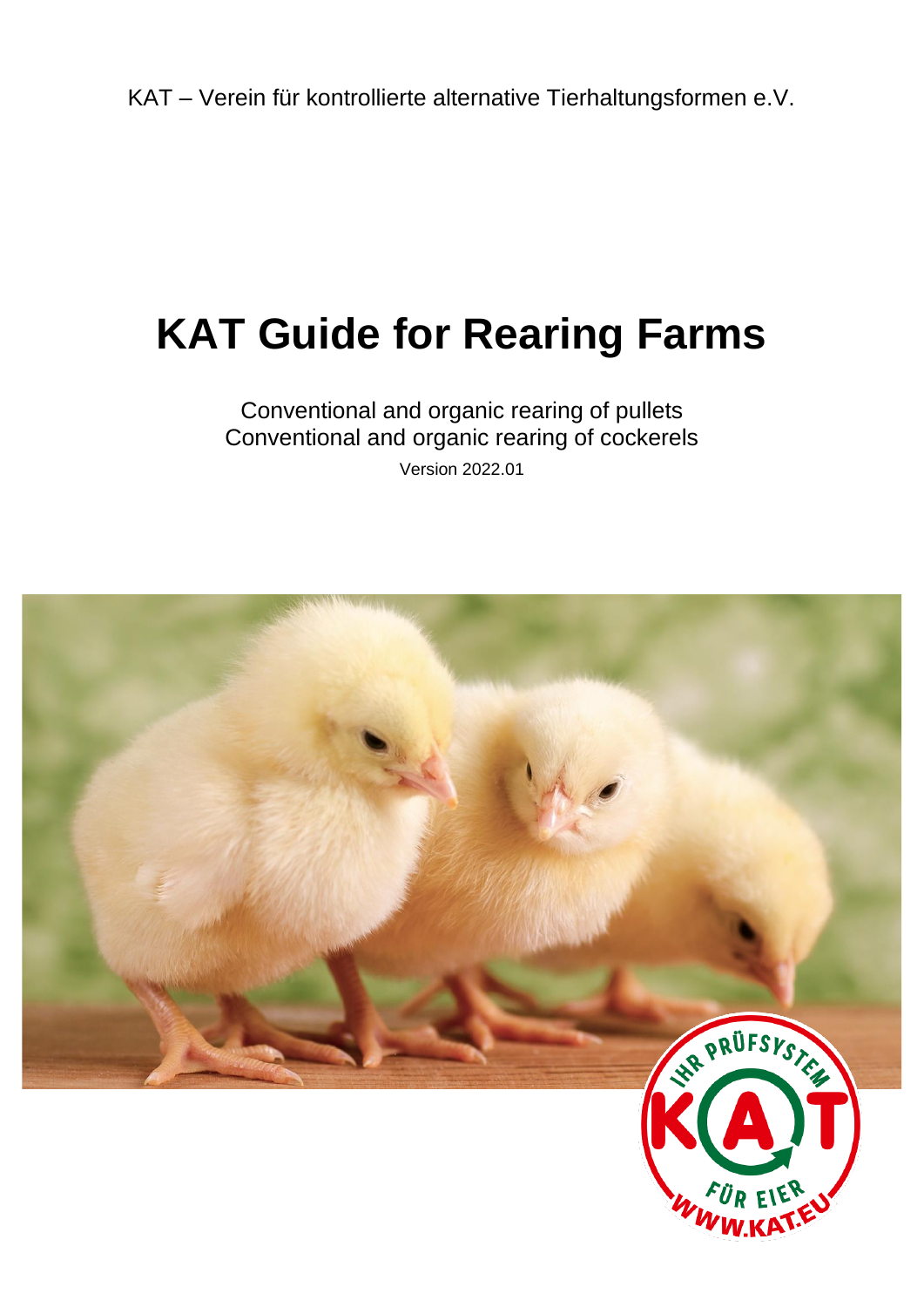KAT – Verein für kontrollierte alternative Tierhaltungsformen e.V.

# KAT Guide for Rearing Farms

Conventional and organic rearing of pullets
Conventional and organic rearing of cockerels

Version 2022.01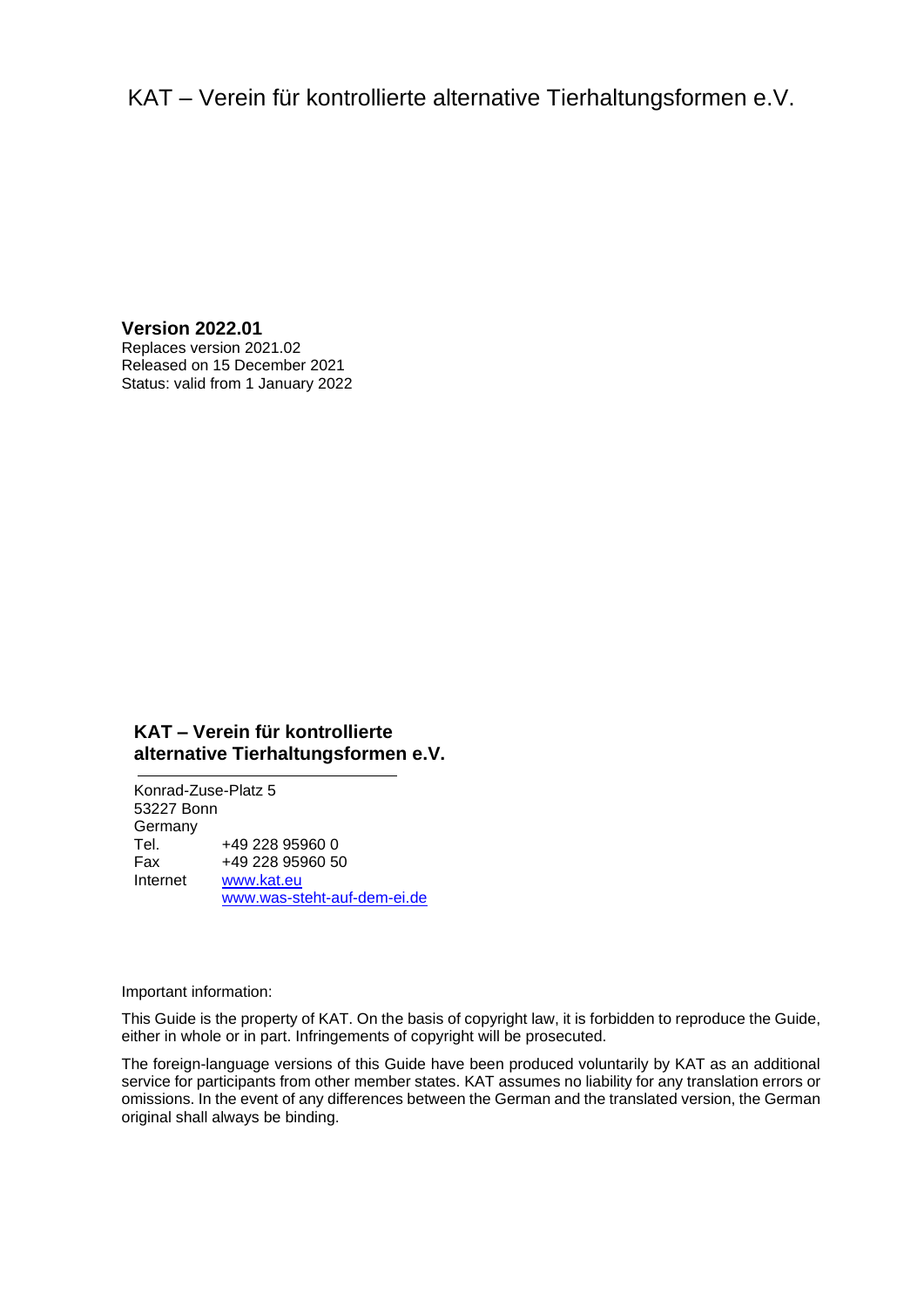KAT – Verein für kontrollierte alternative Tierhaltungsformen e.V.

**Version 2022.01**
Replaces version 2021.02
Released on 15 December 2021
Status: valid from 1 January 2022

**KAT – Verein für kontrollierte alternative Tierhaltungsformen e.V.**

Konrad-Zuse-Platz 5
53227 Bonn
Germany

| | |
|---|---|
| Tel. | +49 228 95960 0 |
| Fax | +49 228 95960 50 |
| Internet | www.kat.eu |
| | www.was-steht-auf-dem-ei.de |

Important information:

This Guide is the property of KAT. On the basis of copyright law, it is forbidden to reproduce the Guide, either in whole or in part. Infringements of copyright will be prosecuted.

The foreign-language versions of this Guide have been produced voluntarily by KAT as an additional service for participants from other member states. KAT assumes no liability for any translation errors or omissions. In the event of any differences between the German and the translated version, the German original shall always be binding.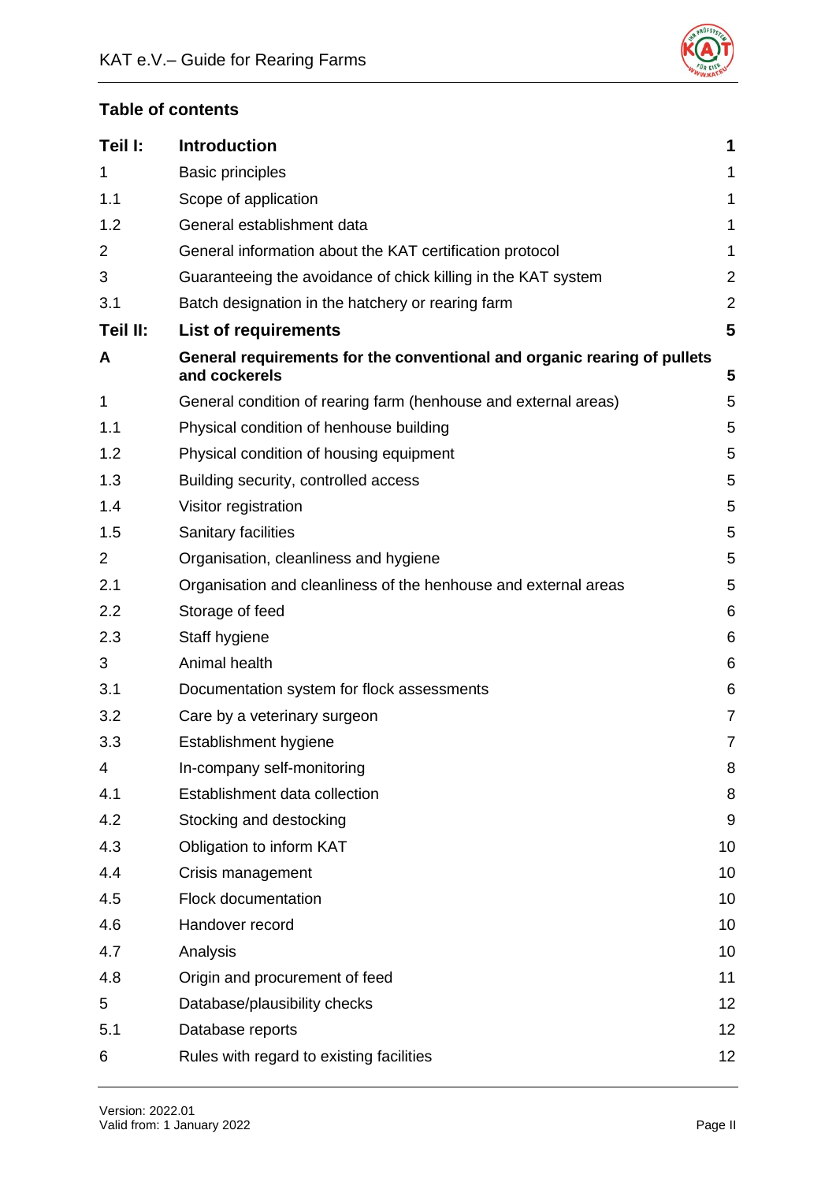## Table of contents

| | | |
|---|---|---|
| **Teil I:** | **Introduction** | **1** |
| 1 | Basic principles | 1 |
| 1.1 | Scope of application | 1 |
| 1.2 | General establishment data | 1 |
| 2 | General information about the KAT certification protocol | 1 |
| 3 | Guaranteeing the avoidance of chick killing in the KAT system | 2 |
| 3.1 | Batch designation in the hatchery or rearing farm | 2 |
| **Teil II:** | **List of requirements** | **5** |
| **A** | **General requirements for the conventional and organic rearing of pullets and cockerels** | **5** |
| 1 | General condition of rearing farm (henhouse and external areas) | 5 |
| 1.1 | Physical condition of henhouse building | 5 |
| 1.2 | Physical condition of housing equipment | 5 |
| 1.3 | Building security, controlled access | 5 |
| 1.4 | Visitor registration | 5 |
| 1.5 | Sanitary facilities | 5 |
| 2 | Organisation, cleanliness and hygiene | 5 |
| 2.1 | Organisation and cleanliness of the henhouse and external areas | 5 |
| 2.2 | Storage of feed | 6 |
| 2.3 | Staff hygiene | 6 |
| 3 | Animal health | 6 |
| 3.1 | Documentation system for flock assessments | 6 |
| 3.2 | Care by a veterinary surgeon | 7 |
| 3.3 | Establishment hygiene | 7 |
| 4 | In-company self-monitoring | 8 |
| 4.1 | Establishment data collection | 8 |
| 4.2 | Stocking and destocking | 9 |
| 4.3 | Obligation to inform KAT | 10 |
| 4.4 | Crisis management | 10 |
| 4.5 | Flock documentation | 10 |
| 4.6 | Handover record | 10 |
| 4.7 | Analysis | 10 |
| 4.8 | Origin and procurement of feed | 11 |
| 5 | Database/plausibility checks | 12 |
| 5.1 | Database reports | 12 |
| 6 | Rules with regard to existing facilities | 12 |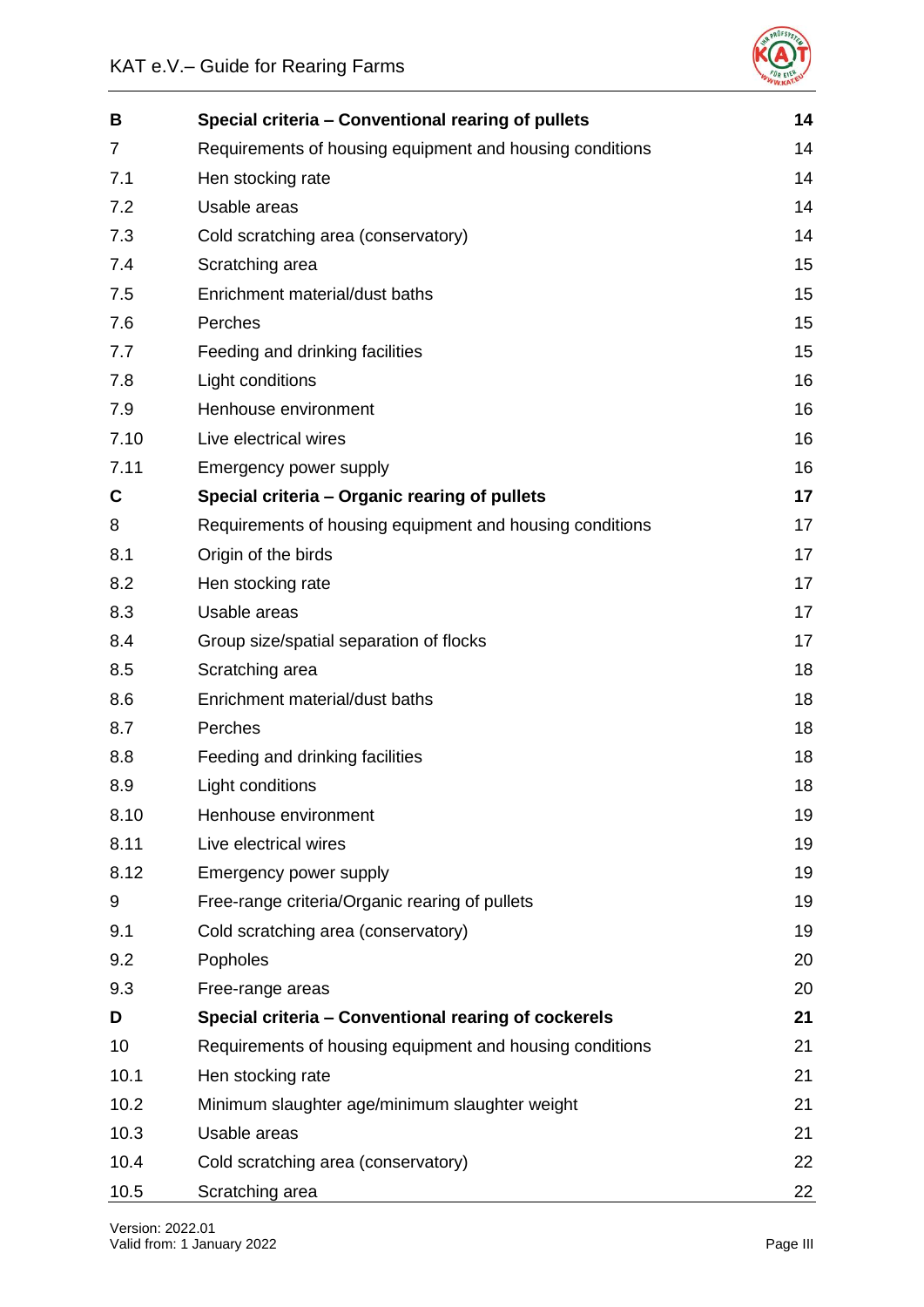| | | |
|---|---|---|
| **B** | **Special criteria – Conventional rearing of pullets** | **14** |
| 7 | Requirements of housing equipment and housing conditions | 14 |
| 7.1 | Hen stocking rate | 14 |
| 7.2 | Usable areas | 14 |
| 7.3 | Cold scratching area (conservatory) | 14 |
| 7.4 | Scratching area | 15 |
| 7.5 | Enrichment material/dust baths | 15 |
| 7.6 | Perches | 15 |
| 7.7 | Feeding and drinking facilities | 15 |
| 7.8 | Light conditions | 16 |
| 7.9 | Henhouse environment | 16 |
| 7.10 | Live electrical wires | 16 |
| 7.11 | Emergency power supply | 16 |
| **C** | **Special criteria – Organic rearing of pullets** | **17** |
| 8 | Requirements of housing equipment and housing conditions | 17 |
| 8.1 | Origin of the birds | 17 |
| 8.2 | Hen stocking rate | 17 |
| 8.3 | Usable areas | 17 |
| 8.4 | Group size/spatial separation of flocks | 17 |
| 8.5 | Scratching area | 18 |
| 8.6 | Enrichment material/dust baths | 18 |
| 8.7 | Perches | 18 |
| 8.8 | Feeding and drinking facilities | 18 |
| 8.9 | Light conditions | 18 |
| 8.10 | Henhouse environment | 19 |
| 8.11 | Live electrical wires | 19 |
| 8.12 | Emergency power supply | 19 |
| 9 | Free-range criteria/Organic rearing of pullets | 19 |
| 9.1 | Cold scratching area (conservatory) | 19 |
| 9.2 | Popholes | 20 |
| 9.3 | Free-range areas | 20 |
| **D** | **Special criteria – Conventional rearing of cockerels** | **21** |
| 10 | Requirements of housing equipment and housing conditions | 21 |
| 10.1 | Hen stocking rate | 21 |
| 10.2 | Minimum slaughter age/minimum slaughter weight | 21 |
| 10.3 | Usable areas | 21 |
| 10.4 | Cold scratching area (conservatory) | 22 |
| 10.5 | Scratching area | 22 |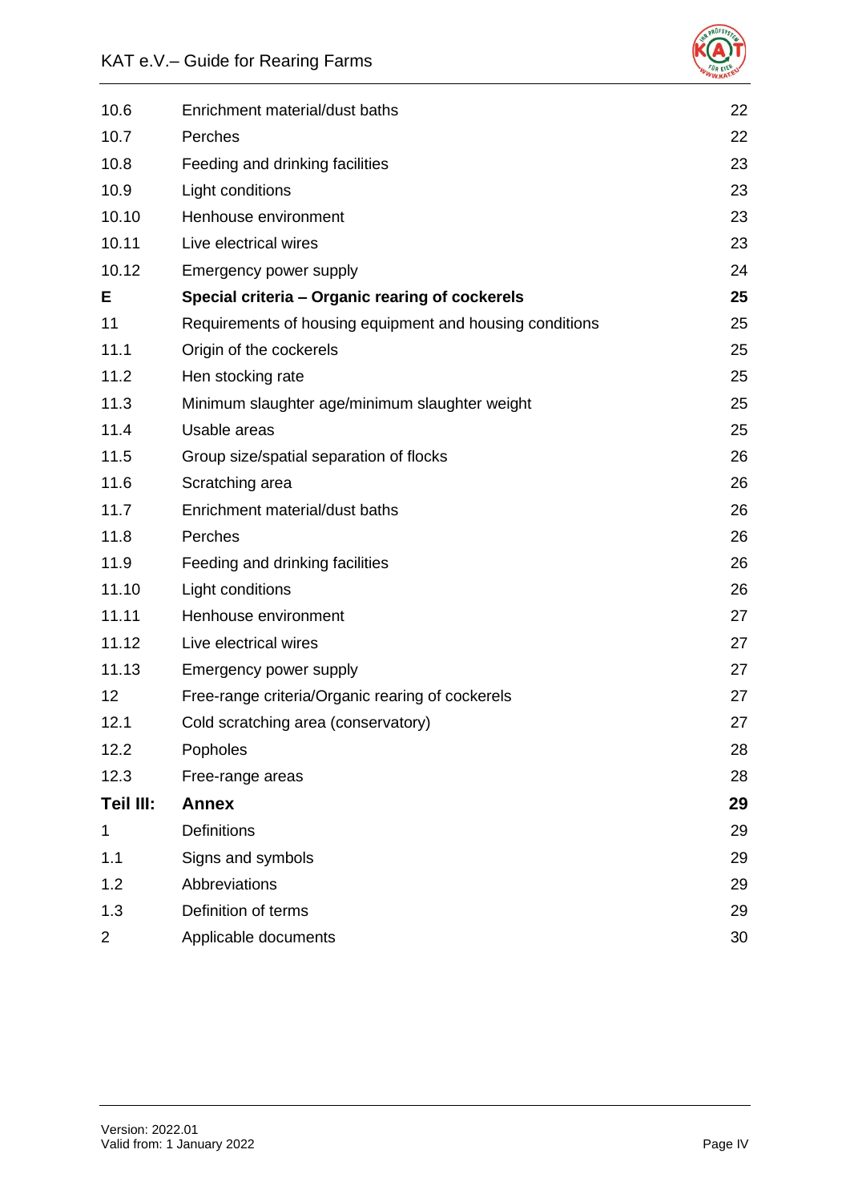| | | |
|---|---|---|
| 10.6 | Enrichment material/dust baths | 22 |
| 10.7 | Perches | 22 |
| 10.8 | Feeding and drinking facilities | 23 |
| 10.9 | Light conditions | 23 |
| 10.10 | Henhouse environment | 23 |
| 10.11 | Live electrical wires | 23 |
| 10.12 | Emergency power supply | 24 |
| **E** | **Special criteria – Organic rearing of cockerels** | **25** |
| 11 | Requirements of housing equipment and housing conditions | 25 |
| 11.1 | Origin of the cockerels | 25 |
| 11.2 | Hen stocking rate | 25 |
| 11.3 | Minimum slaughter age/minimum slaughter weight | 25 |
| 11.4 | Usable areas | 25 |
| 11.5 | Group size/spatial separation of flocks | 26 |
| 11.6 | Scratching area | 26 |
| 11.7 | Enrichment material/dust baths | 26 |
| 11.8 | Perches | 26 |
| 11.9 | Feeding and drinking facilities | 26 |
| 11.10 | Light conditions | 26 |
| 11.11 | Henhouse environment | 27 |
| 11.12 | Live electrical wires | 27 |
| 11.13 | Emergency power supply | 27 |
| 12 | Free-range criteria/Organic rearing of cockerels | 27 |
| 12.1 | Cold scratching area (conservatory) | 27 |
| 12.2 | Popholes | 28 |
| 12.3 | Free-range areas | 28 |
| **Teil III:** | **Annex** | **29** |
| 1 | Definitions | 29 |
| 1.1 | Signs and symbols | 29 |
| 1.2 | Abbreviations | 29 |
| 1.3 | Definition of terms | 29 |
| 2 | Applicable documents | 30 |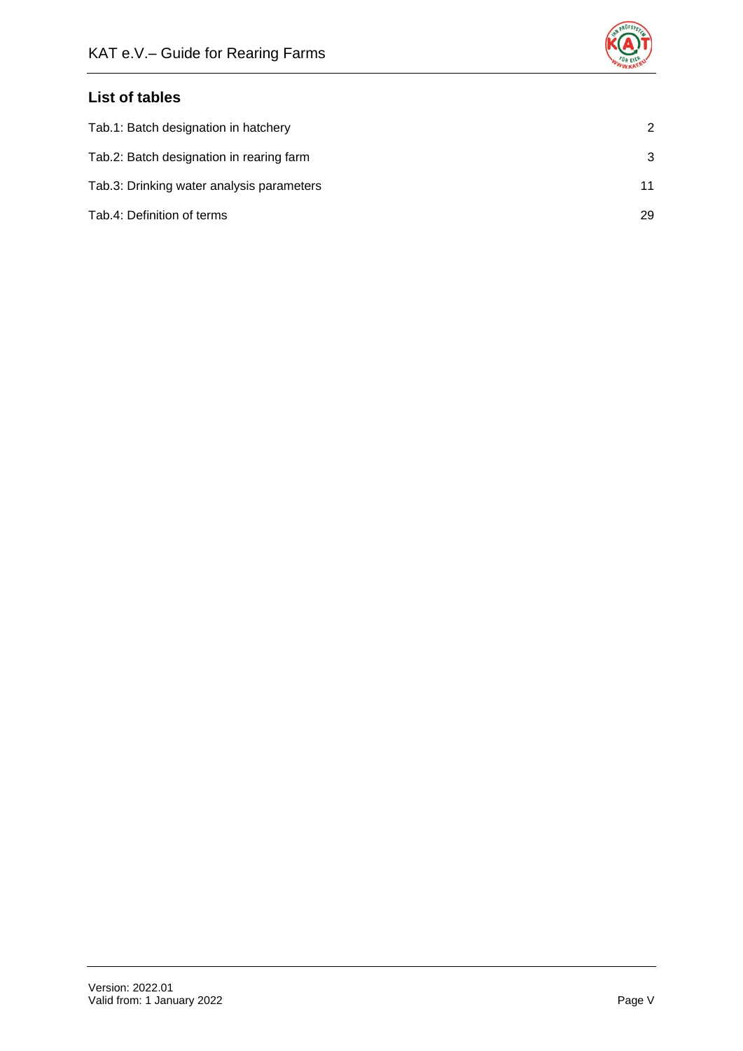## List of tables

| | |
|---|---|
| Tab.1: Batch designation in hatchery | 2 |
| Tab.2: Batch designation in rearing farm | 3 |
| Tab.3: Drinking water analysis parameters | 11 |
| Tab.4: Definition of terms | 29 |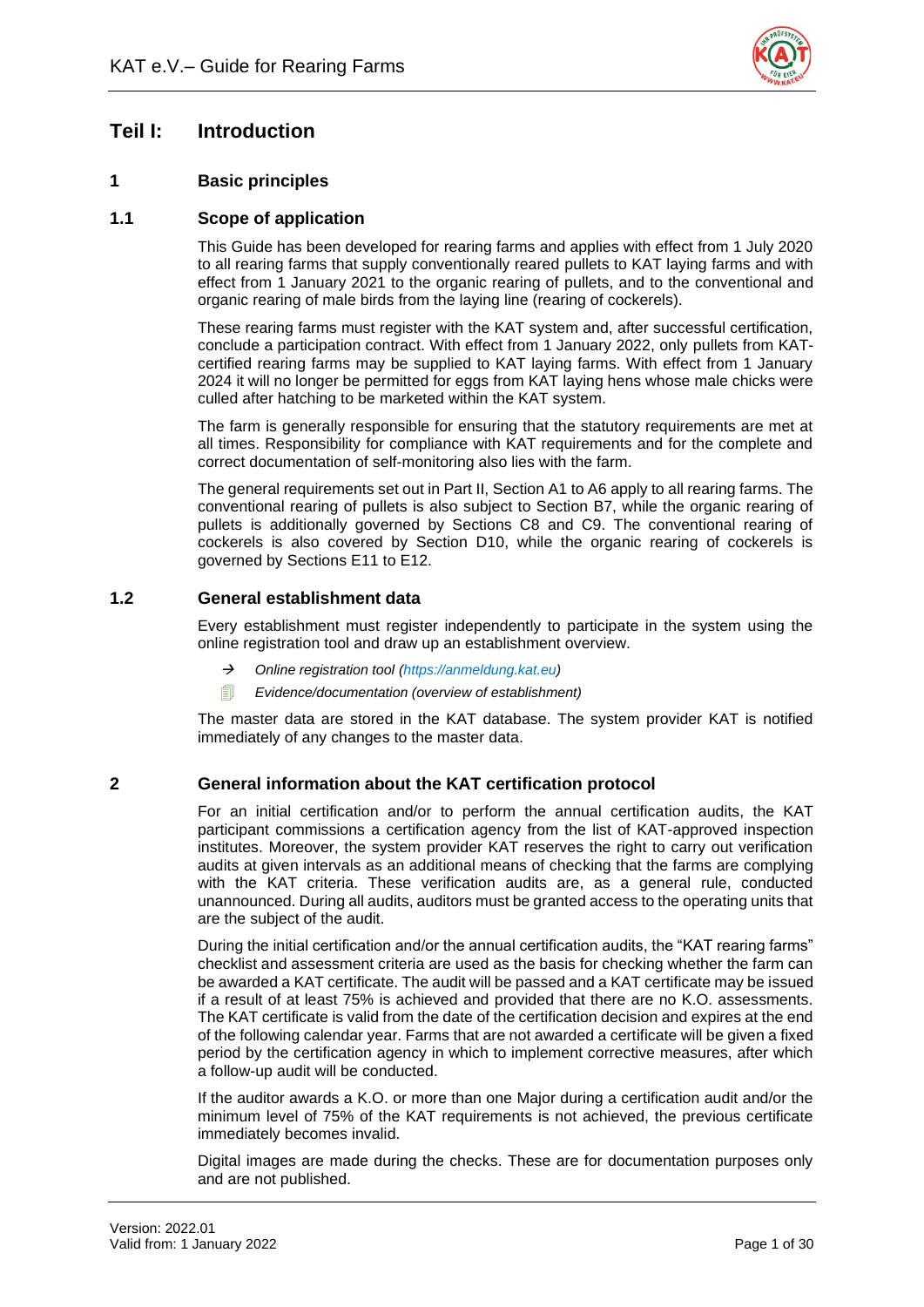# Teil I: Introduction

## 1 Basic principles

### 1.1 Scope of application

This Guide has been developed for rearing farms and applies with effect from 1 July 2020 to all rearing farms that supply conventionally reared pullets to KAT laying farms and with effect from 1 January 2021 to the organic rearing of pullets, and to the conventional and organic rearing of male birds from the laying line (rearing of cockerels).

These rearing farms must register with the KAT system and, after successful certification, conclude a participation contract. With effect from 1 January 2022, only pullets from KAT-certified rearing farms may be supplied to KAT laying farms. With effect from 1 January 2024 it will no longer be permitted for eggs from KAT laying hens whose male chicks were culled after hatching to be marketed within the KAT system.

The farm is generally responsible for ensuring that the statutory requirements are met at all times. Responsibility for compliance with KAT requirements and for the complete and correct documentation of self-monitoring also lies with the farm.

The general requirements set out in Part II, Section A1 to A6 apply to all rearing farms. The conventional rearing of pullets is also subject to Section B7, while the organic rearing of pullets is additionally governed by Sections C8 and C9. The conventional rearing of cockerels is also covered by Section D10, while the organic rearing of cockerels is governed by Sections E11 to E12.

### 1.2 General establishment data

Every establishment must register independently to participate in the system using the online registration tool and draw up an establishment overview.

- → *Online registration tool (https://anmeldung.kat.eu)*
- 🗐 *Evidence/documentation (overview of establishment)*

The master data are stored in the KAT database. The system provider KAT is notified immediately of any changes to the master data.

## 2 General information about the KAT certification protocol

For an initial certification and/or to perform the annual certification audits, the KAT participant commissions a certification agency from the list of KAT-approved inspection institutes. Moreover, the system provider KAT reserves the right to carry out verification audits at given intervals as an additional means of checking that the farms are complying with the KAT criteria. These verification audits are, as a general rule, conducted unannounced. During all audits, auditors must be granted access to the operating units that are the subject of the audit.

During the initial certification and/or the annual certification audits, the "KAT rearing farms" checklist and assessment criteria are used as the basis for checking whether the farm can be awarded a KAT certificate. The audit will be passed and a KAT certificate may be issued if a result of at least 75% is achieved and provided that there are no K.O. assessments. The KAT certificate is valid from the date of the certification decision and expires at the end of the following calendar year. Farms that are not awarded a certificate will be given a fixed period by the certification agency in which to implement corrective measures, after which a follow-up audit will be conducted.

If the auditor awards a K.O. or more than one Major during a certification audit and/or the minimum level of 75% of the KAT requirements is not achieved, the previous certificate immediately becomes invalid.

Digital images are made during the checks. These are for documentation purposes only and are not published.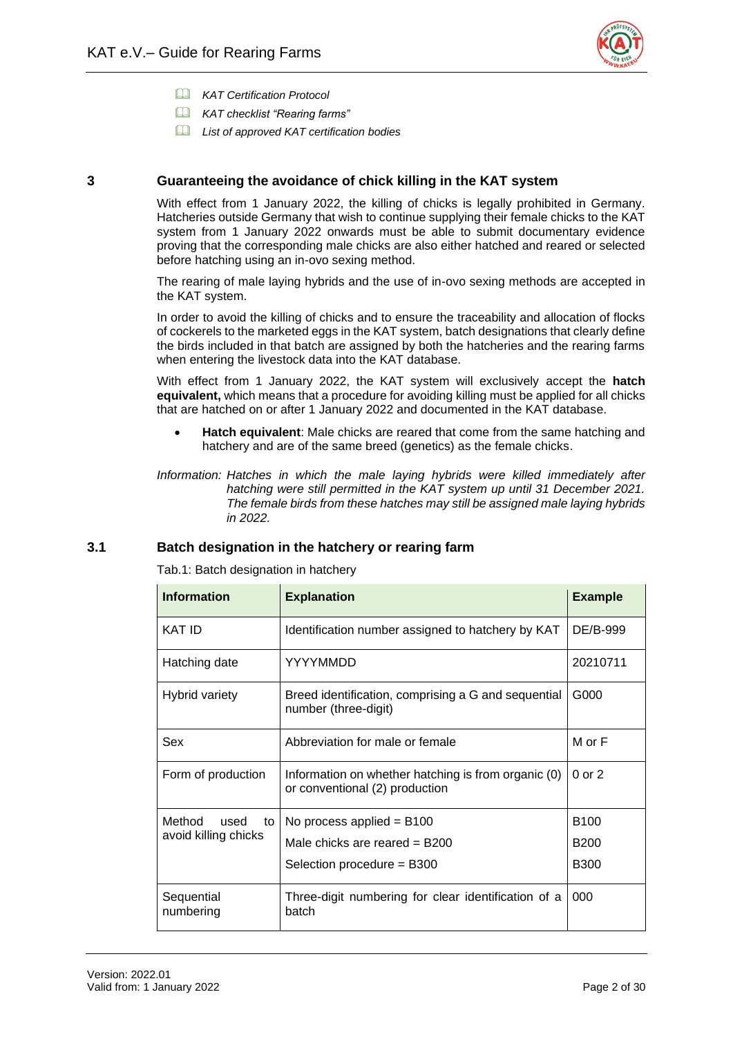- *KAT Certification Protocol*
- *KAT checklist "Rearing farms"*
- *List of approved KAT certification bodies*

## 3 Guaranteeing the avoidance of chick killing in the KAT system

With effect from 1 January 2022, the killing of chicks is legally prohibited in Germany. Hatcheries outside Germany that wish to continue supplying their female chicks to the KAT system from 1 January 2022 onwards must be able to submit documentary evidence proving that the corresponding male chicks are also either hatched and reared or selected before hatching using an in-ovo sexing method.

The rearing of male laying hybrids and the use of in-ovo sexing methods are accepted in the KAT system.

In order to avoid the killing of chicks and to ensure the traceability and allocation of flocks of cockerels to the marketed eggs in the KAT system, batch designations that clearly define the birds included in that batch are assigned by both the hatcheries and the rearing farms when entering the livestock data into the KAT database.

With effect from 1 January 2022, the KAT system will exclusively accept the **hatch equivalent,** which means that a procedure for avoiding killing must be applied for all chicks that are hatched on or after 1 January 2022 and documented in the KAT database.

- **Hatch equivalent**: Male chicks are reared that come from the same hatching and hatchery and are of the same breed (genetics) as the female chicks.

*Information: Hatches in which the male laying hybrids were killed immediately after hatching were still permitted in the KAT system up until 31 December 2021. The female birds from these hatches may still be assigned male laying hybrids in 2022.*

### 3.1 Batch designation in the hatchery or rearing farm

Tab.1: Batch designation in hatchery

| Information | Explanation | Example |
|---|---|---|
| KAT ID | Identification number assigned to hatchery by KAT | DE/B-999 |
| Hatching date | YYYYMMDD | 20210711 |
| Hybrid variety | Breed identification, comprising a G and sequential number (three-digit) | G000 |
| Sex | Abbreviation for male or female | M or F |
| Form of production | Information on whether hatching is from organic (0) or conventional (2) production | 0 or 2 |
| Method used to avoid killing chicks | No process applied = B100<br>Male chicks are reared = B200<br>Selection procedure = B300 | B100<br>B200<br>B300 |
| Sequential numbering | Three-digit numbering for clear identification of a batch | 000 |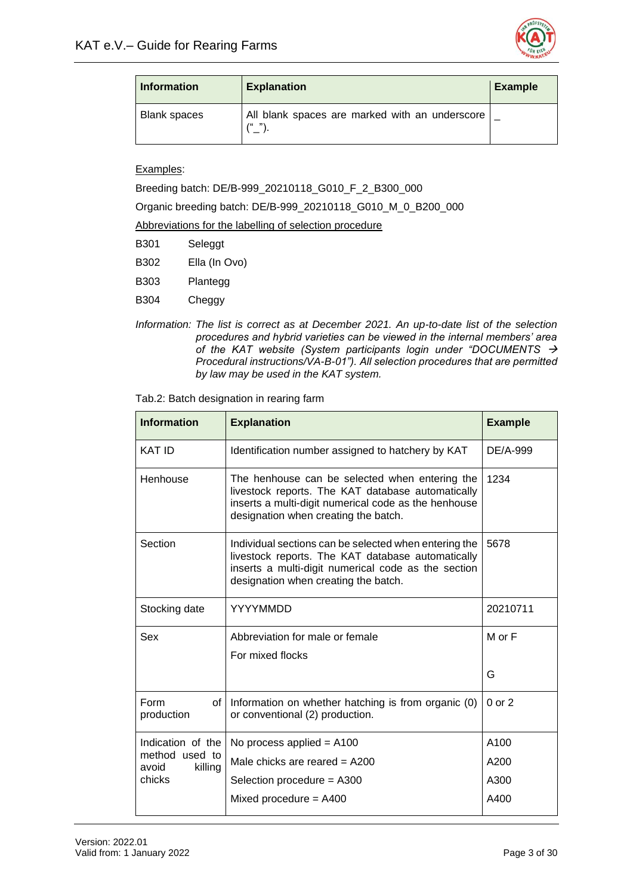| Information | Explanation | Example |
|---|---|---|
| Blank spaces | All blank spaces are marked with an underscore ("_"). | _ |

Examples:

Breeding batch: DE/B-999_20210118_G010_F_2_B300_000

Organic breeding batch: DE/B-999_20210118_G010_M_0_B200_000

Abbreviations for the labelling of selection procedure

B301 Seleggt

B302 Ella (In Ovo)

B303 Plantegg

B304 Cheggy

*Information: The list is correct as at December 2021. An up-to-date list of the selection procedures and hybrid varieties can be viewed in the internal members' area of the KAT website (System participants login under "DOCUMENTS → Procedural instructions/VA-B-01"). All selection procedures that are permitted by law may be used in the KAT system.*

Tab.2: Batch designation in rearing farm

| Information | Explanation | Example |
|---|---|---|
| KAT ID | Identification number assigned to hatchery by KAT | DE/A-999 |
| Henhouse | The henhouse can be selected when entering the livestock reports. The KAT database automatically inserts a multi-digit numerical code as the henhouse designation when creating the batch. | 1234 |
| Section | Individual sections can be selected when entering the livestock reports. The KAT database automatically inserts a multi-digit numerical code as the section designation when creating the batch. | 5678 |
| Stocking date | YYYYMMDD | 20210711 |
| Sex | Abbreviation for male or female<br>For mixed flocks | M or F<br>G |
| Form of production | Information on whether hatching is from organic (0) or conventional (2) production. | 0 or 2 |
| Indication of the method used to avoid killing chicks | No process applied = A100<br>Male chicks are reared = A200<br>Selection procedure = A300<br>Mixed procedure = A400 | A100<br>A200<br>A300<br>A400 |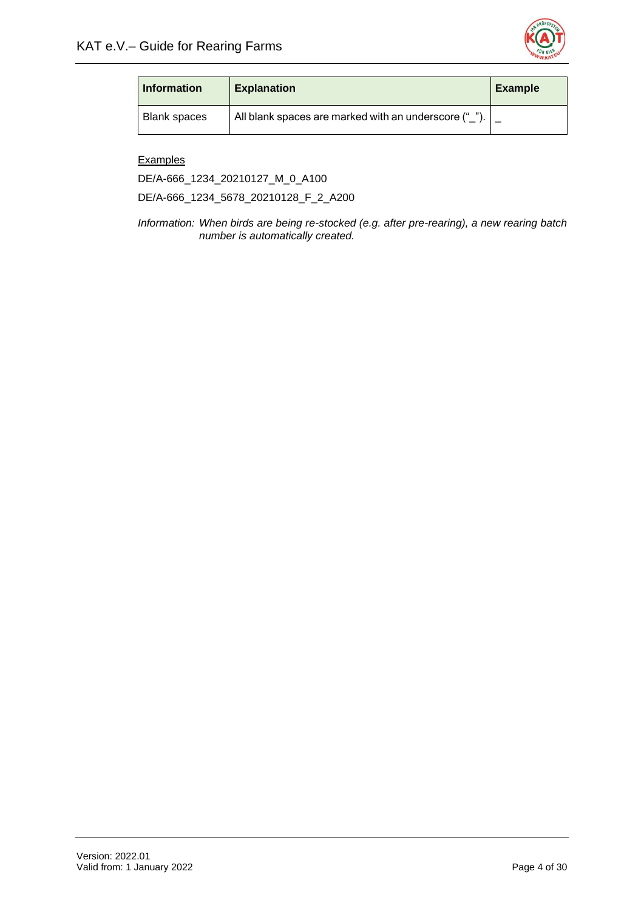| Information | Explanation | Example |
|---|---|---|
| Blank spaces | All blank spaces are marked with an underscore ("_"). | _ |

Examples

DE/A-666_1234_20210127_M_0_A100

DE/A-666_1234_5678_20210128_F_2_A200

*Information: When birds are being re-stocked (e.g. after pre-rearing), a new rearing batch number is automatically created.*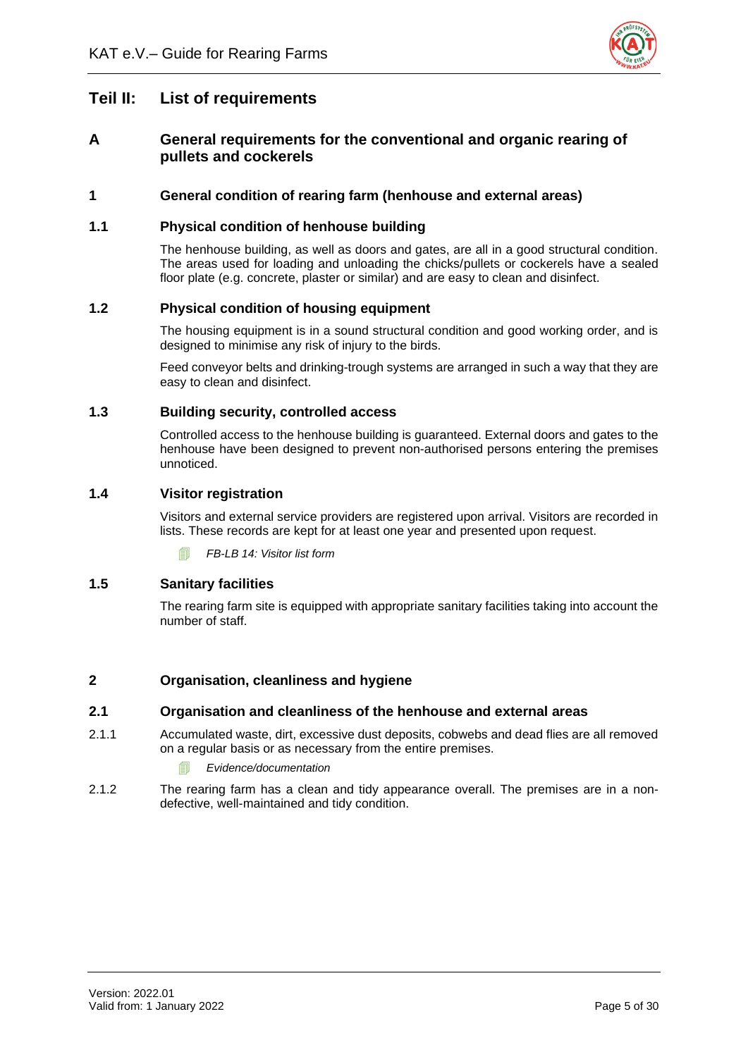# Teil II: List of requirements

## A General requirements for the conventional and organic rearing of pullets and cockerels

### 1 General condition of rearing farm (henhouse and external areas)

#### 1.1 Physical condition of henhouse building

The henhouse building, as well as doors and gates, are all in a good structural condition. The areas used for loading and unloading the chicks/pullets or cockerels have a sealed floor plate (e.g. concrete, plaster or similar) and are easy to clean and disinfect.

#### 1.2 Physical condition of housing equipment

The housing equipment is in a sound structural condition and good working order, and is designed to minimise any risk of injury to the birds.

Feed conveyor belts and drinking-trough systems are arranged in such a way that they are easy to clean and disinfect.

#### 1.3 Building security, controlled access

Controlled access to the henhouse building is guaranteed. External doors and gates to the henhouse have been designed to prevent non-authorised persons entering the premises unnoticed.

#### 1.4 Visitor registration

Visitors and external service providers are registered upon arrival. Visitors are recorded in lists. These records are kept for at least one year and presented upon request.

*FB-LB 14: Visitor list form*

#### 1.5 Sanitary facilities

The rearing farm site is equipped with appropriate sanitary facilities taking into account the number of staff.

### 2 Organisation, cleanliness and hygiene

#### 2.1 Organisation and cleanliness of the henhouse and external areas

2.1.1 Accumulated waste, dirt, excessive dust deposits, cobwebs and dead flies are all removed on a regular basis or as necessary from the entire premises.

*Evidence/documentation*

2.1.2 The rearing farm has a clean and tidy appearance overall. The premises are in a non-defective, well-maintained and tidy condition.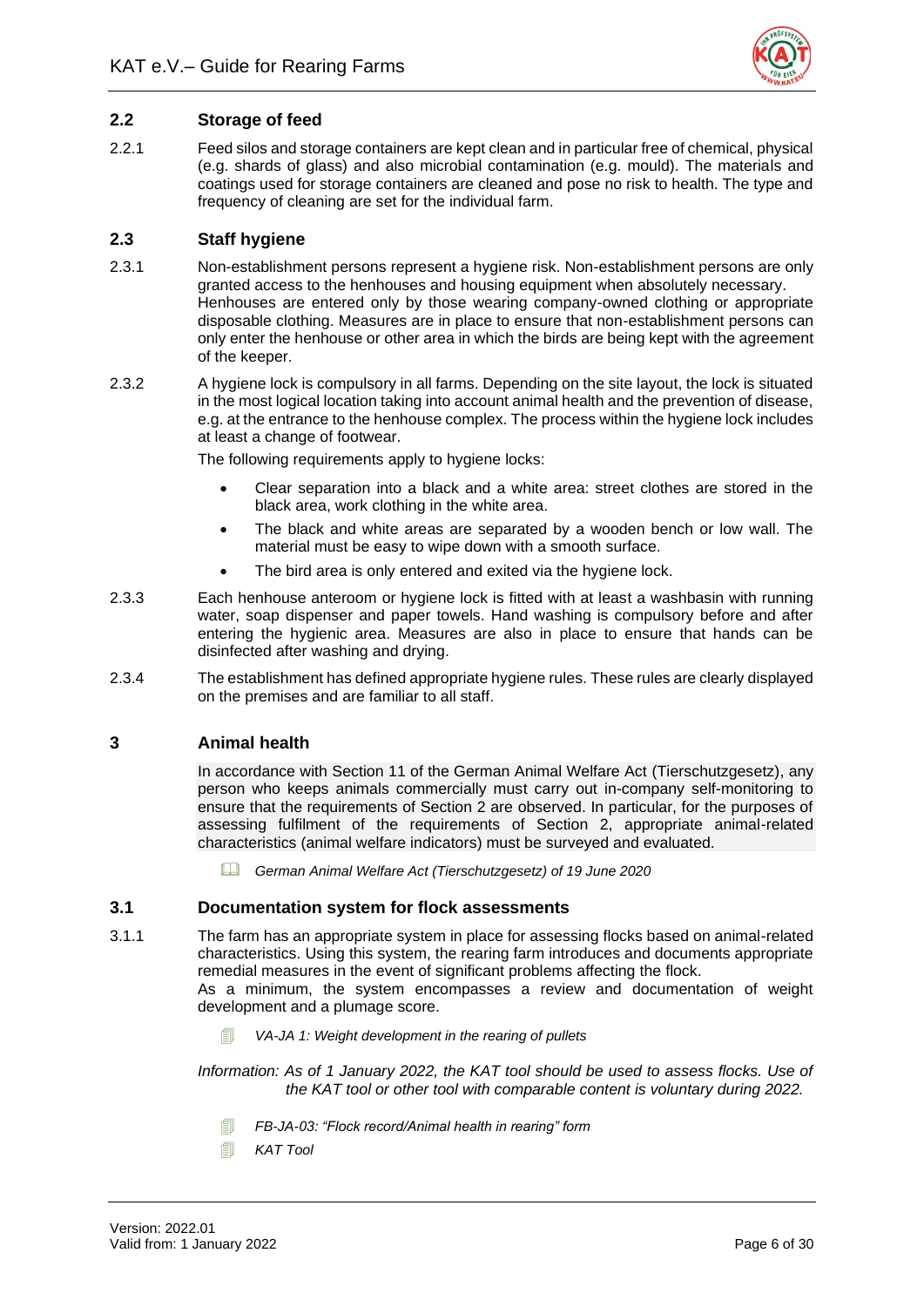## 2.2 Storage of feed

2.2.1 Feed silos and storage containers are kept clean and in particular free of chemical, physical (e.g. shards of glass) and also microbial contamination (e.g. mould). The materials and coatings used for storage containers are cleaned and pose no risk to health. The type and frequency of cleaning are set for the individual farm.

## 2.3 Staff hygiene

2.3.1 Non-establishment persons represent a hygiene risk. Non-establishment persons are only granted access to the henhouses and housing equipment when absolutely necessary. Henhouses are entered only by those wearing company-owned clothing or appropriate disposable clothing. Measures are in place to ensure that non-establishment persons can only enter the henhouse or other area in which the birds are being kept with the agreement of the keeper.

2.3.2 A hygiene lock is compulsory in all farms. Depending on the site layout, the lock is situated in the most logical location taking into account animal health and the prevention of disease, e.g. at the entrance to the henhouse complex. The process within the hygiene lock includes at least a change of footwear.

The following requirements apply to hygiene locks:

- Clear separation into a black and a white area: street clothes are stored in the black area, work clothing in the white area.
- The black and white areas are separated by a wooden bench or low wall. The material must be easy to wipe down with a smooth surface.
- The bird area is only entered and exited via the hygiene lock.

2.3.3 Each henhouse anteroom or hygiene lock is fitted with at least a washbasin with running water, soap dispenser and paper towels. Hand washing is compulsory before and after entering the hygienic area. Measures are also in place to ensure that hands can be disinfected after washing and drying.

2.3.4 The establishment has defined appropriate hygiene rules. These rules are clearly displayed on the premises and are familiar to all staff.

# 3 Animal health

In accordance with Section 11 of the German Animal Welfare Act (Tierschutzgesetz), any person who keeps animals commercially must carry out in-company self-monitoring to ensure that the requirements of Section 2 are observed. In particular, for the purposes of assessing fulfilment of the requirements of Section 2, appropriate animal-related characteristics (animal welfare indicators) must be surveyed and evaluated.

*German Animal Welfare Act (Tierschutzgesetz) of 19 June 2020*

## 3.1 Documentation system for flock assessments

3.1.1 The farm has an appropriate system in place for assessing flocks based on animal-related characteristics. Using this system, the rearing farm introduces and documents appropriate remedial measures in the event of significant problems affecting the flock.
As a minimum, the system encompasses a review and documentation of weight development and a plumage score.

*VA-JA 1: Weight development in the rearing of pullets*

*Information: As of 1 January 2022, the KAT tool should be used to assess flocks. Use of the KAT tool or other tool with comparable content is voluntary during 2022.*

*FB-JA-03: "Flock record/Animal health in rearing" form*

*KAT Tool*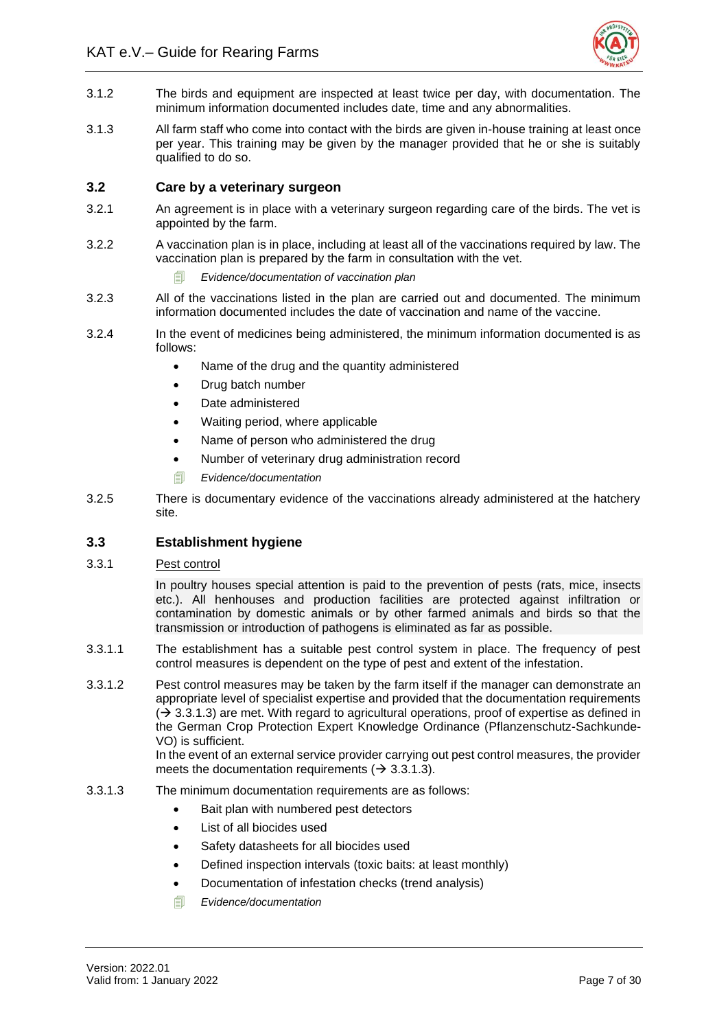3.1.2 The birds and equipment are inspected at least twice per day, with documentation. The minimum information documented includes date, time and any abnormalities.

3.1.3 All farm staff who come into contact with the birds are given in-house training at least once per year. This training may be given by the manager provided that he or she is suitably qualified to do so.

## 3.2 Care by a veterinary surgeon

3.2.1 An agreement is in place with a veterinary surgeon regarding care of the birds. The vet is appointed by the farm.

3.2.2 A vaccination plan is in place, including at least all of the vaccinations required by law. The vaccination plan is prepared by the farm in consultation with the vet.

- *Evidence/documentation of vaccination plan*

3.2.3 All of the vaccinations listed in the plan are carried out and documented. The minimum information documented includes the date of vaccination and name of the vaccine.

3.2.4 In the event of medicines being administered, the minimum information documented is as follows:

- Name of the drug and the quantity administered
- Drug batch number
- Date administered
- Waiting period, where applicable
- Name of person who administered the drug
- Number of veterinary drug administration record
- *Evidence/documentation*

3.2.5 There is documentary evidence of the vaccinations already administered at the hatchery site.

## 3.3 Establishment hygiene

3.3.1 Pest control

In poultry houses special attention is paid to the prevention of pests (rats, mice, insects etc.). All henhouses and production facilities are protected against infiltration or contamination by domestic animals or by other farmed animals and birds so that the transmission or introduction of pathogens is eliminated as far as possible.

3.3.1.1 The establishment has a suitable pest control system in place. The frequency of pest control measures is dependent on the type of pest and extent of the infestation.

3.3.1.2 Pest control measures may be taken by the farm itself if the manager can demonstrate an appropriate level of specialist expertise and provided that the documentation requirements (→ 3.3.1.3) are met. With regard to agricultural operations, proof of expertise as defined in the German Crop Protection Expert Knowledge Ordinance (Pflanzenschutz-Sachkunde-VO) is sufficient.
In the event of an external service provider carrying out pest control measures, the provider meets the documentation requirements (→ 3.3.1.3).

3.3.1.3 The minimum documentation requirements are as follows:

- Bait plan with numbered pest detectors
- List of all biocides used
- Safety datasheets for all biocides used
- Defined inspection intervals (toxic baits: at least monthly)
- Documentation of infestation checks (trend analysis)
- *Evidence/documentation*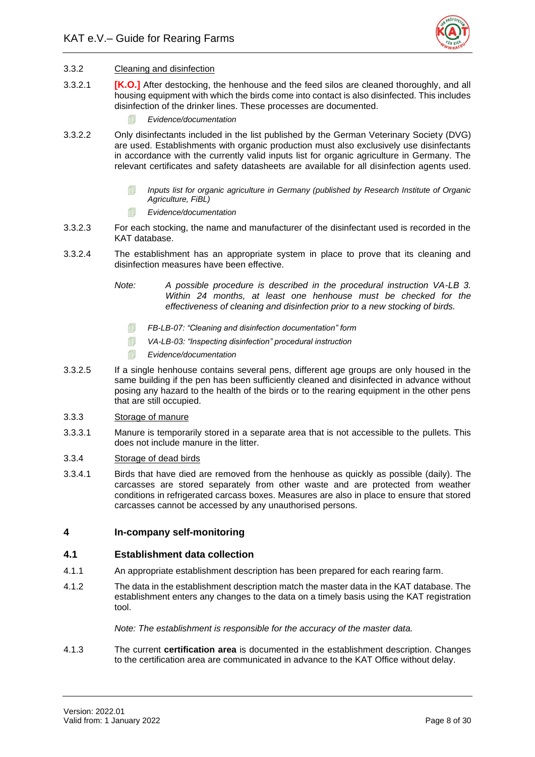3.3.2 Cleaning and disinfection

3.3.2.1 **[K.O.]** After destocking, the henhouse and the feed silos are cleaned thoroughly, and all housing equipment with which the birds come into contact is also disinfected. This includes disinfection of the drinker lines. These processes are documented.

- *Evidence/documentation*

3.3.2.2 Only disinfectants included in the list published by the German Veterinary Society (DVG) are used. Establishments with organic production must also exclusively use disinfectants in accordance with the currently valid inputs list for organic agriculture in Germany. The relevant certificates and safety datasheets are available for all disinfection agents used.

- *Inputs list for organic agriculture in Germany (published by Research Institute of Organic Agriculture, FiBL)*
- *Evidence/documentation*

3.3.2.3 For each stocking, the name and manufacturer of the disinfectant used is recorded in the KAT database.

3.3.2.4 The establishment has an appropriate system in place to prove that its cleaning and disinfection measures have been effective.

*Note: A possible procedure is described in the procedural instruction VA-LB 3. Within 24 months, at least one henhouse must be checked for the effectiveness of cleaning and disinfection prior to a new stocking of birds.*

- *FB-LB-07: "Cleaning and disinfection documentation" form*
- *VA-LB-03: "Inspecting disinfection" procedural instruction*
- *Evidence/documentation*

3.3.2.5 If a single henhouse contains several pens, different age groups are only housed in the same building if the pen has been sufficiently cleaned and disinfected in advance without posing any hazard to the health of the birds or to the rearing equipment in the other pens that are still occupied.

3.3.3 Storage of manure

3.3.3.1 Manure is temporarily stored in a separate area that is not accessible to the pullets. This does not include manure in the litter.

3.3.4 Storage of dead birds

3.3.4.1 Birds that have died are removed from the henhouse as quickly as possible (daily). The carcasses are stored separately from other waste and are protected from weather conditions in refrigerated carcass boxes. Measures are also in place to ensure that stored carcasses cannot be accessed by any unauthorised persons.

# 4 In-company self-monitoring

## 4.1 Establishment data collection

4.1.1 An appropriate establishment description has been prepared for each rearing farm.

4.1.2 The data in the establishment description match the master data in the KAT database. The establishment enters any changes to the data on a timely basis using the KAT registration tool.

*Note: The establishment is responsible for the accuracy of the master data.*

4.1.3 The current **certification area** is documented in the establishment description. Changes to the certification area are communicated in advance to the KAT Office without delay.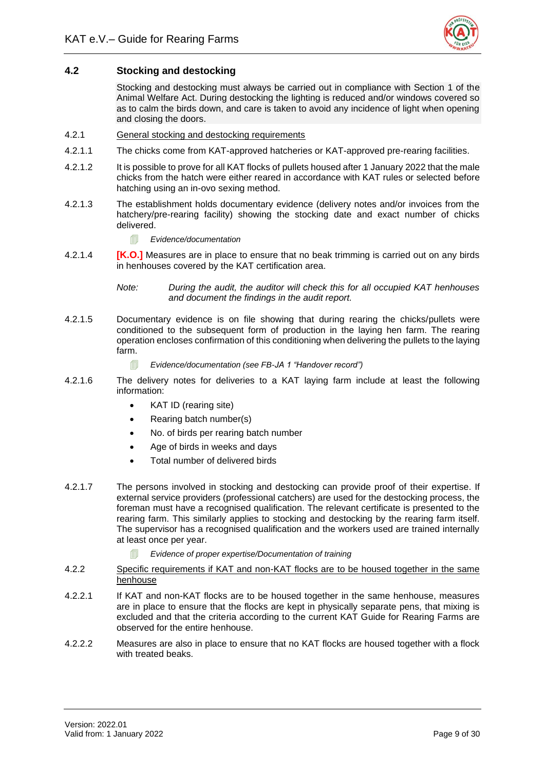## 4.2 Stocking and destocking

Stocking and destocking must always be carried out in compliance with Section 1 of the Animal Welfare Act. During destocking the lighting is reduced and/or windows covered so as to calm the birds down, and care is taken to avoid any incidence of light when opening and closing the doors.

4.2.1 General stocking and destocking requirements

4.2.1.1 The chicks come from KAT-approved hatcheries or KAT-approved pre-rearing facilities.

4.2.1.2 It is possible to prove for all KAT flocks of pullets housed after 1 January 2022 that the male chicks from the hatch were either reared in accordance with KAT rules or selected before hatching using an in-ovo sexing method.

4.2.1.3 The establishment holds documentary evidence (delivery notes and/or invoices from the hatchery/pre-rearing facility) showing the stocking date and exact number of chicks delivered.

*Evidence/documentation*

4.2.1.4 **[K.O.]** Measures are in place to ensure that no beak trimming is carried out on any birds in henhouses covered by the KAT certification area.

*Note: During the audit, the auditor will check this for all occupied KAT henhouses and document the findings in the audit report.*

4.2.1.5 Documentary evidence is on file showing that during rearing the chicks/pullets were conditioned to the subsequent form of production in the laying hen farm. The rearing operation encloses confirmation of this conditioning when delivering the pullets to the laying farm.

*Evidence/documentation (see FB-JA 1 "Handover record")*

4.2.1.6 The delivery notes for deliveries to a KAT laying farm include at least the following information:

- KAT ID (rearing site)
- Rearing batch number(s)
- No. of birds per rearing batch number
- Age of birds in weeks and days
- Total number of delivered birds

4.2.1.7 The persons involved in stocking and destocking can provide proof of their expertise. If external service providers (professional catchers) are used for the destocking process, the foreman must have a recognised qualification. The relevant certificate is presented to the rearing farm. This similarly applies to stocking and destocking by the rearing farm itself. The supervisor has a recognised qualification and the workers used are trained internally at least once per year.

*Evidence of proper expertise/Documentation of training*

4.2.2 Specific requirements if KAT and non-KAT flocks are to be housed together in the same henhouse

4.2.2.1 If KAT and non-KAT flocks are to be housed together in the same henhouse, measures are in place to ensure that the flocks are kept in physically separate pens, that mixing is excluded and that the criteria according to the current KAT Guide for Rearing Farms are observed for the entire henhouse.

4.2.2.2 Measures are also in place to ensure that no KAT flocks are housed together with a flock with treated beaks.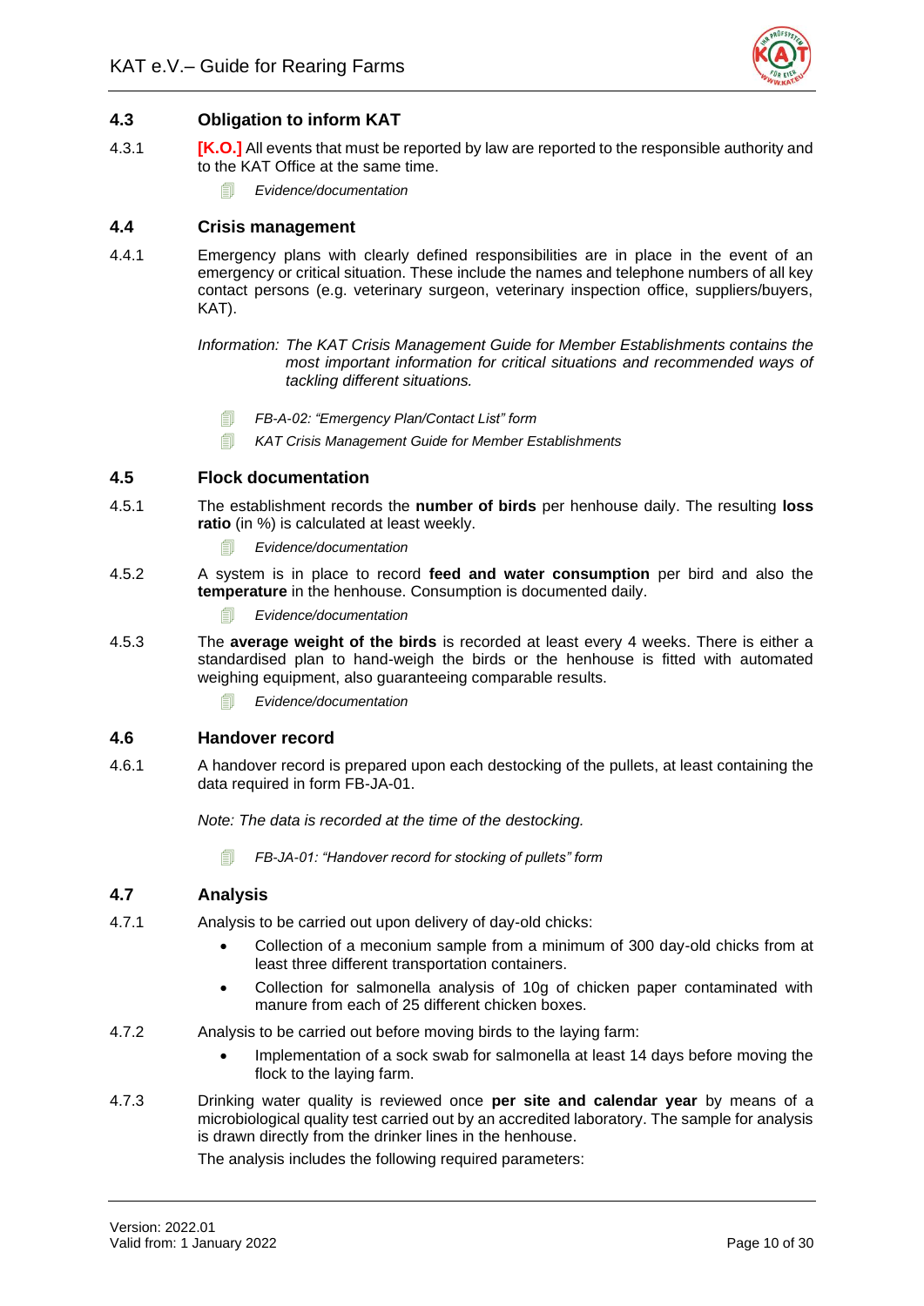### 4.3 Obligation to inform KAT

4.3.1 **[K.O.]** All events that must be reported by law are reported to the responsible authority and to the KAT Office at the same time.

- *Evidence/documentation*

### 4.4 Crisis management

4.4.1 Emergency plans with clearly defined responsibilities are in place in the event of an emergency or critical situation. These include the names and telephone numbers of all key contact persons (e.g. veterinary surgeon, veterinary inspection office, suppliers/buyers, KAT).

*Information: The KAT Crisis Management Guide for Member Establishments contains the most important information for critical situations and recommended ways of tackling different situations.*

- *FB-A-02: "Emergency Plan/Contact List" form*
- *KAT Crisis Management Guide for Member Establishments*

### 4.5 Flock documentation

4.5.1 The establishment records the **number of birds** per henhouse daily. The resulting **loss ratio** (in %) is calculated at least weekly.

- *Evidence/documentation*

4.5.2 A system is in place to record **feed and water consumption** per bird and also the **temperature** in the henhouse. Consumption is documented daily.

- *Evidence/documentation*

4.5.3 The **average weight of the birds** is recorded at least every 4 weeks. There is either a standardised plan to hand-weigh the birds or the henhouse is fitted with automated weighing equipment, also guaranteeing comparable results.

- *Evidence/documentation*

### 4.6 Handover record

4.6.1 A handover record is prepared upon each destocking of the pullets, at least containing the data required in form FB-JA-01.

*Note: The data is recorded at the time of the destocking.*

- *FB-JA-01: "Handover record for stocking of pullets" form*

### 4.7 Analysis

4.7.1 Analysis to be carried out upon delivery of day-old chicks:

- Collection of a meconium sample from a minimum of 300 day-old chicks from at least three different transportation containers.
- Collection for salmonella analysis of 10g of chicken paper contaminated with manure from each of 25 different chicken boxes.

4.7.2 Analysis to be carried out before moving birds to the laying farm:

- Implementation of a sock swab for salmonella at least 14 days before moving the flock to the laying farm.

4.7.3 Drinking water quality is reviewed once **per site and calendar year** by means of a microbiological quality test carried out by an accredited laboratory. The sample for analysis is drawn directly from the drinker lines in the henhouse.

The analysis includes the following required parameters: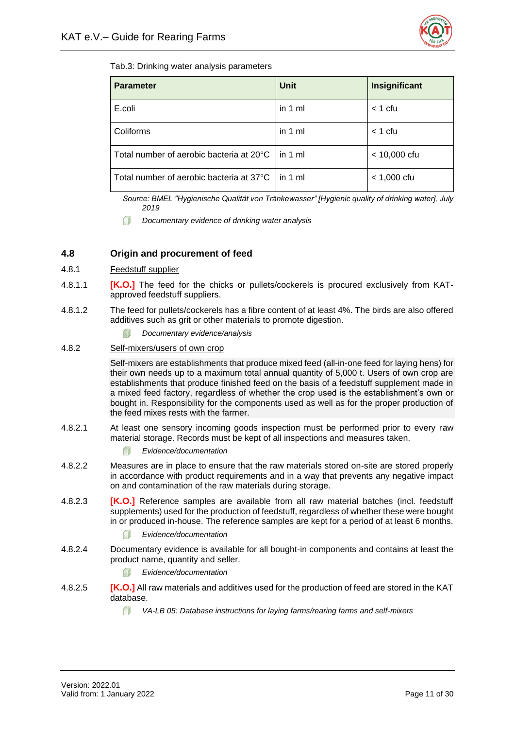Tab.3: Drinking water analysis parameters

| Parameter | Unit | Insignificant |
|---|---|---|
| E.coli | in 1 ml | < 1 cfu |
| Coliforms | in 1 ml | < 1 cfu |
| Total number of aerobic bacteria at 20°C | in 1 ml | < 10,000 cfu |
| Total number of aerobic bacteria at 37°C | in 1 ml | < 1,000 cfu |

*Source: BMEL "Hygienische Qualität von Tränkewasser" [Hygienic quality of drinking water], July 2019*

*Documentary evidence of drinking water analysis*

## 4.8 Origin and procurement of feed

### 4.8.1 Feedstuff supplier

4.8.1.1 **[K.O.]** The feed for the chicks or pullets/cockerels is procured exclusively from KAT-approved feedstuff suppliers.

4.8.1.2 The feed for pullets/cockerels has a fibre content of at least 4%. The birds are also offered additives such as grit or other materials to promote digestion.

*Documentary evidence/analysis*

### 4.8.2 Self-mixers/users of own crop

Self-mixers are establishments that produce mixed feed (all-in-one feed for laying hens) for their own needs up to a maximum total annual quantity of 5,000 t. Users of own crop are establishments that produce finished feed on the basis of a feedstuff supplement made in a mixed feed factory, regardless of whether the crop used is the establishment's own or bought in. Responsibility for the components used as well as for the proper production of the feed mixes rests with the farmer.

4.8.2.1 At least one sensory incoming goods inspection must be performed prior to every raw material storage. Records must be kept of all inspections and measures taken.

*Evidence/documentation*

4.8.2.2 Measures are in place to ensure that the raw materials stored on-site are stored properly in accordance with product requirements and in a way that prevents any negative impact on and contamination of the raw materials during storage.

4.8.2.3 **[K.O.]** Reference samples are available from all raw material batches (incl. feedstuff supplements) used for the production of feedstuff, regardless of whether these were bought in or produced in-house. The reference samples are kept for a period of at least 6 months.

*Evidence/documentation*

4.8.2.4 Documentary evidence is available for all bought-in components and contains at least the product name, quantity and seller.

*Evidence/documentation*

4.8.2.5 **[K.O.]** All raw materials and additives used for the production of feed are stored in the KAT database.

*VA-LB 05: Database instructions for laying farms/rearing farms and self-mixers*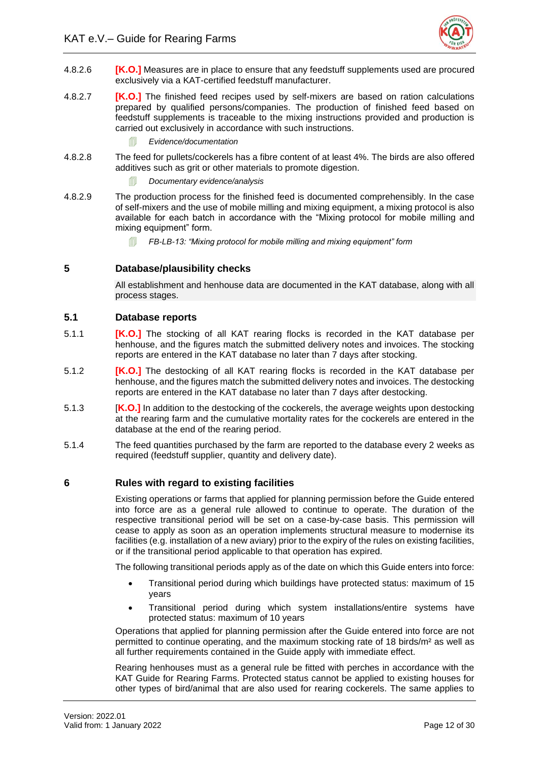4.8.2.6 **[K.O.]** Measures are in place to ensure that any feedstuff supplements used are procured exclusively via a KAT-certified feedstuff manufacturer.

4.8.2.7 **[K.O.]** The finished feed recipes used by self-mixers are based on ration calculations prepared by qualified persons/companies. The production of finished feed based on feedstuff supplements is traceable to the mixing instructions provided and production is carried out exclusively in accordance with such instructions.

*Evidence/documentation*

4.8.2.8 The feed for pullets/cockerels has a fibre content of at least 4%. The birds are also offered additives such as grit or other materials to promote digestion.

*Documentary evidence/analysis*

4.8.2.9 The production process for the finished feed is documented comprehensibly. In the case of self-mixers and the use of mobile milling and mixing equipment, a mixing protocol is also available for each batch in accordance with the "Mixing protocol for mobile milling and mixing equipment" form.

*FB-LB-13: "Mixing protocol for mobile milling and mixing equipment" form*

## 5 Database/plausibility checks

All establishment and henhouse data are documented in the KAT database, along with all process stages.

### 5.1 Database reports

5.1.1 **[K.O.]** The stocking of all KAT rearing flocks is recorded in the KAT database per henhouse, and the figures match the submitted delivery notes and invoices. The stocking reports are entered in the KAT database no later than 7 days after stocking.

5.1.2 **[K.O.]** The destocking of all KAT rearing flocks is recorded in the KAT database per henhouse, and the figures match the submitted delivery notes and invoices. The destocking reports are entered in the KAT database no later than 7 days after destocking.

5.1.3 **[K.O.]** In addition to the destocking of the cockerels, the average weights upon destocking at the rearing farm and the cumulative mortality rates for the cockerels are entered in the database at the end of the rearing period.

5.1.4 The feed quantities purchased by the farm are reported to the database every 2 weeks as required (feedstuff supplier, quantity and delivery date).

## 6 Rules with regard to existing facilities

Existing operations or farms that applied for planning permission before the Guide entered into force are as a general rule allowed to continue to operate. The duration of the respective transitional period will be set on a case-by-case basis. This permission will cease to apply as soon as an operation implements structural measure to modernise its facilities (e.g. installation of a new aviary) prior to the expiry of the rules on existing facilities, or if the transitional period applicable to that operation has expired.

The following transitional periods apply as of the date on which this Guide enters into force:

- Transitional period during which buildings have protected status: maximum of 15 years
- Transitional period during which system installations/entire systems have protected status: maximum of 10 years

Operations that applied for planning permission after the Guide entered into force are not permitted to continue operating, and the maximum stocking rate of 18 birds/m² as well as all further requirements contained in the Guide apply with immediate effect.

Rearing henhouses must as a general rule be fitted with perches in accordance with the KAT Guide for Rearing Farms. Protected status cannot be applied to existing houses for other types of bird/animal that are also used for rearing cockerels. The same applies to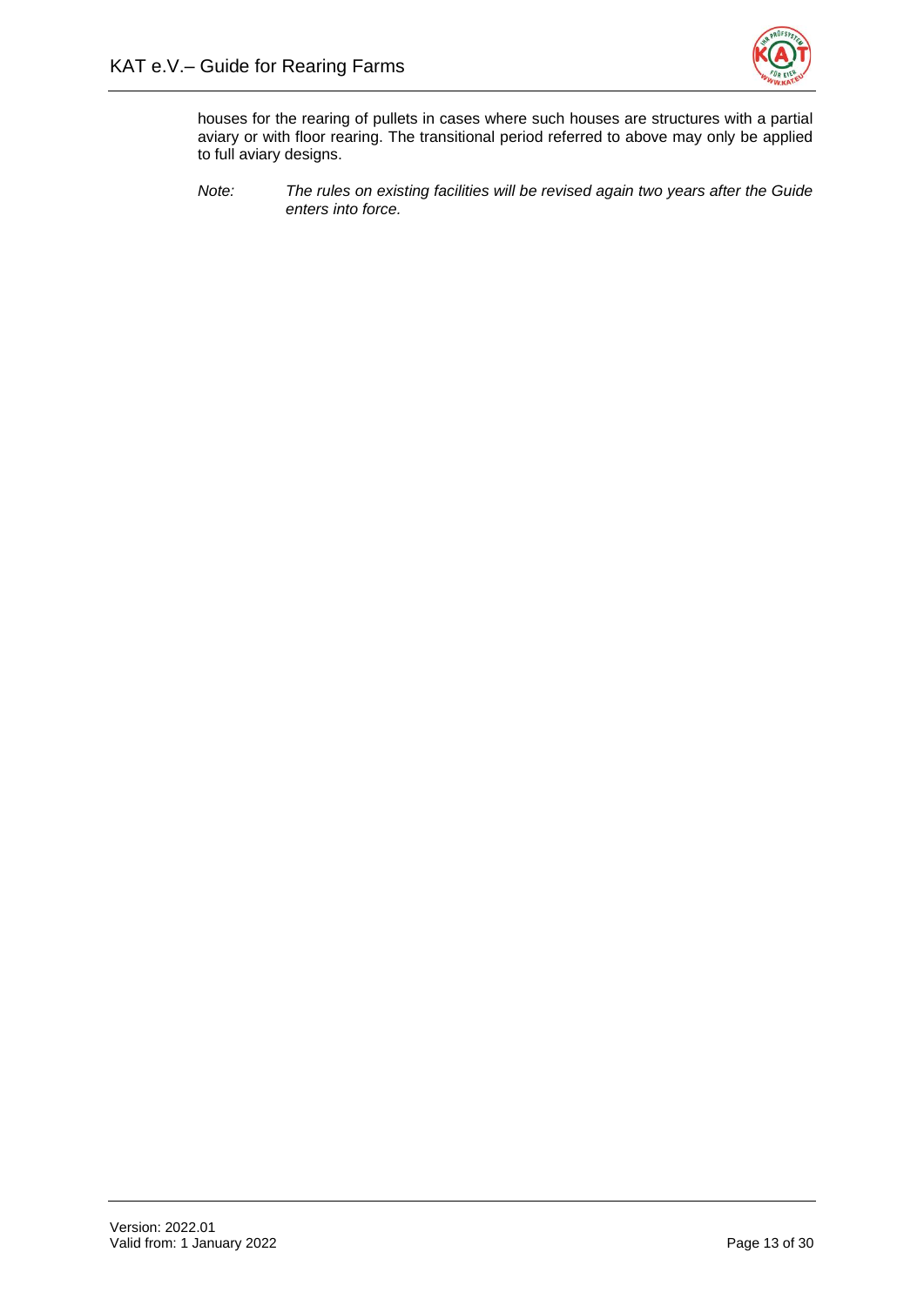houses for the rearing of pullets in cases where such houses are structures with a partial aviary or with floor rearing. The transitional period referred to above may only be applied to full aviary designs.

*Note: The rules on existing facilities will be revised again two years after the Guide enters into force.*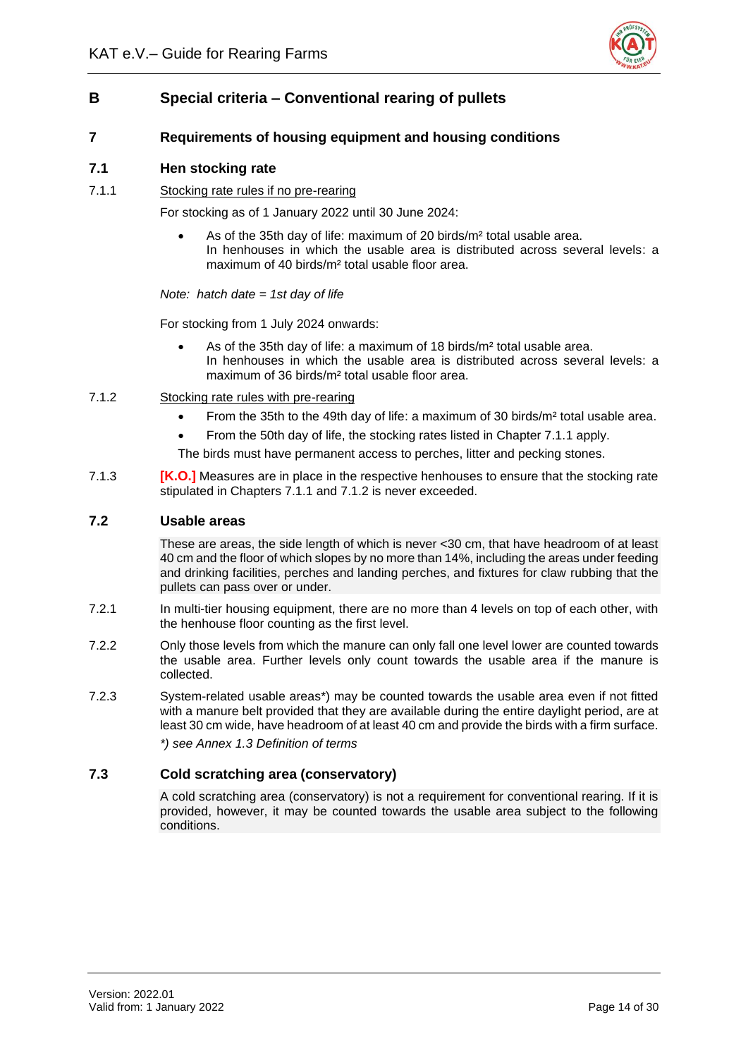# B Special criteria – Conventional rearing of pullets

## 7 Requirements of housing equipment and housing conditions

### 7.1 Hen stocking rate

7.1.1 Stocking rate rules if no pre-rearing

For stocking as of 1 January 2022 until 30 June 2024:

- As of the 35th day of life: maximum of 20 birds/m² total usable area.
  In henhouses in which the usable area is distributed across several levels: a maximum of 40 birds/m² total usable floor area.

*Note: hatch date = 1st day of life*

For stocking from 1 July 2024 onwards:

- As of the 35th day of life: a maximum of 18 birds/m² total usable area.
  In henhouses in which the usable area is distributed across several levels: a maximum of 36 birds/m² total usable floor area.

7.1.2 Stocking rate rules with pre-rearing

- From the 35th to the 49th day of life: a maximum of 30 birds/m² total usable area.
- From the 50th day of life, the stocking rates listed in Chapter 7.1.1 apply.

The birds must have permanent access to perches, litter and pecking stones.

7.1.3 **[K.O.]** Measures are in place in the respective henhouses to ensure that the stocking rate stipulated in Chapters 7.1.1 and 7.1.2 is never exceeded.

### 7.2 Usable areas

These are areas, the side length of which is never <30 cm, that have headroom of at least 40 cm and the floor of which slopes by no more than 14%, including the areas under feeding and drinking facilities, perches and landing perches, and fixtures for claw rubbing that the pullets can pass over or under.

7.2.1 In multi-tier housing equipment, there are no more than 4 levels on top of each other, with the henhouse floor counting as the first level.

7.2.2 Only those levels from which the manure can only fall one level lower are counted towards the usable area. Further levels only count towards the usable area if the manure is collected.

7.2.3 System-related usable areas*) may be counted towards the usable area even if not fitted with a manure belt provided that they are available during the entire daylight period, are at least 30 cm wide, have headroom of at least 40 cm and provide the birds with a firm surface.

*\*) see Annex 1.3 Definition of terms*

### 7.3 Cold scratching area (conservatory)

A cold scratching area (conservatory) is not a requirement for conventional rearing. If it is provided, however, it may be counted towards the usable area subject to the following conditions.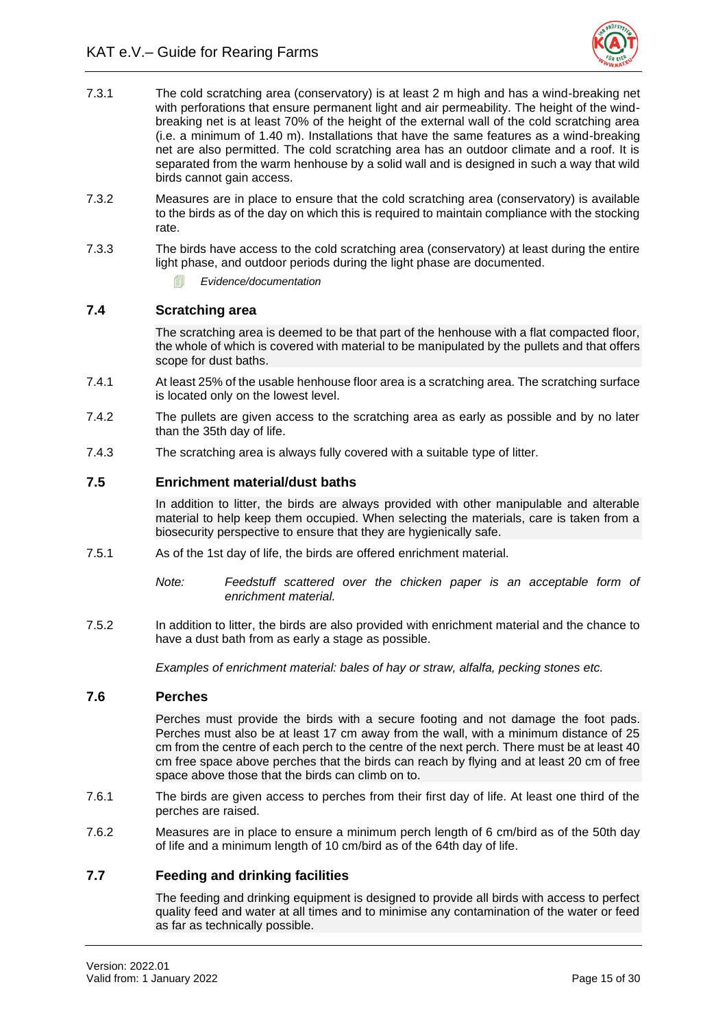7.3.1 The cold scratching area (conservatory) is at least 2 m high and has a wind-breaking net with perforations that ensure permanent light and air permeability. The height of the wind-breaking net is at least 70% of the height of the external wall of the cold scratching area (i.e. a minimum of 1.40 m). Installations that have the same features as a wind-breaking net are also permitted. The cold scratching area has an outdoor climate and a roof. It is separated from the warm henhouse by a solid wall and is designed in such a way that wild birds cannot gain access.

7.3.2 Measures are in place to ensure that the cold scratching area (conservatory) is available to the birds as of the day on which this is required to maintain compliance with the stocking rate.

7.3.3 The birds have access to the cold scratching area (conservatory) at least during the entire light phase, and outdoor periods during the light phase are documented.

*Evidence/documentation*

### 7.4 Scratching area

The scratching area is deemed to be that part of the henhouse with a flat compacted floor, the whole of which is covered with material to be manipulated by the pullets and that offers scope for dust baths.

7.4.1 At least 25% of the usable henhouse floor area is a scratching area. The scratching surface is located only on the lowest level.

7.4.2 The pullets are given access to the scratching area as early as possible and by no later than the 35th day of life.

7.4.3 The scratching area is always fully covered with a suitable type of litter.

### 7.5 Enrichment material/dust baths

In addition to litter, the birds are always provided with other manipulable and alterable material to help keep them occupied. When selecting the materials, care is taken from a biosecurity perspective to ensure that they are hygienically safe.

7.5.1 As of the 1st day of life, the birds are offered enrichment material.

*Note: Feedstuff scattered over the chicken paper is an acceptable form of enrichment material.*

7.5.2 In addition to litter, the birds are also provided with enrichment material and the chance to have a dust bath from as early a stage as possible.

*Examples of enrichment material: bales of hay or straw, alfalfa, pecking stones etc.*

### 7.6 Perches

Perches must provide the birds with a secure footing and not damage the foot pads. Perches must also be at least 17 cm away from the wall, with a minimum distance of 25 cm from the centre of each perch to the centre of the next perch. There must be at least 40 cm free space above perches that the birds can reach by flying and at least 20 cm of free space above those that the birds can climb on to.

7.6.1 The birds are given access to perches from their first day of life. At least one third of the perches are raised.

7.6.2 Measures are in place to ensure a minimum perch length of 6 cm/bird as of the 50th day of life and a minimum length of 10 cm/bird as of the 64th day of life.

### 7.7 Feeding and drinking facilities

The feeding and drinking equipment is designed to provide all birds with access to perfect quality feed and water at all times and to minimise any contamination of the water or feed as far as technically possible.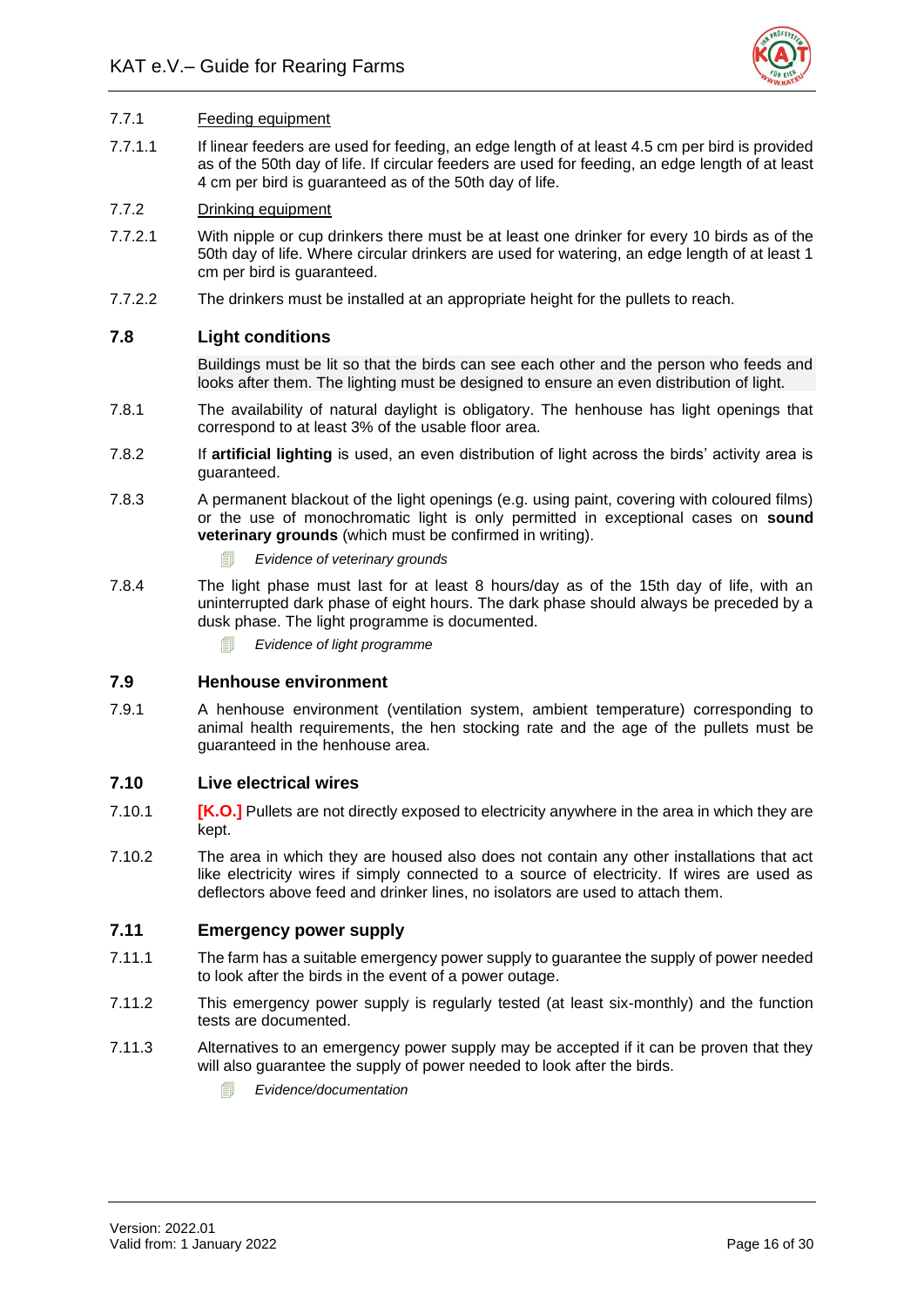7.7.1 Feeding equipment

7.7.1.1 If linear feeders are used for feeding, an edge length of at least 4.5 cm per bird is provided as of the 50th day of life. If circular feeders are used for feeding, an edge length of at least 4 cm per bird is guaranteed as of the 50th day of life.

7.7.2 Drinking equipment

7.7.2.1 With nipple or cup drinkers there must be at least one drinker for every 10 birds as of the 50th day of life. Where circular drinkers are used for watering, an edge length of at least 1 cm per bird is guaranteed.

7.7.2.2 The drinkers must be installed at an appropriate height for the pullets to reach.

## 7.8 Light conditions

Buildings must be lit so that the birds can see each other and the person who feeds and looks after them. The lighting must be designed to ensure an even distribution of light.

7.8.1 The availability of natural daylight is obligatory. The henhouse has light openings that correspond to at least 3% of the usable floor area.

7.8.2 If **artificial lighting** is used, an even distribution of light across the birds' activity area is guaranteed.

7.8.3 A permanent blackout of the light openings (e.g. using paint, covering with coloured films) or the use of monochromatic light is only permitted in exceptional cases on **sound veterinary grounds** (which must be confirmed in writing).

*Evidence of veterinary grounds*

7.8.4 The light phase must last for at least 8 hours/day as of the 15th day of life, with an uninterrupted dark phase of eight hours. The dark phase should always be preceded by a dusk phase. The light programme is documented.

*Evidence of light programme*

## 7.9 Henhouse environment

7.9.1 A henhouse environment (ventilation system, ambient temperature) corresponding to animal health requirements, the hen stocking rate and the age of the pullets must be guaranteed in the henhouse area.

## 7.10 Live electrical wires

7.10.1 **[K.O.]** Pullets are not directly exposed to electricity anywhere in the area in which they are kept.

7.10.2 The area in which they are housed also does not contain any other installations that act like electricity wires if simply connected to a source of electricity. If wires are used as deflectors above feed and drinker lines, no isolators are used to attach them.

## 7.11 Emergency power supply

7.11.1 The farm has a suitable emergency power supply to guarantee the supply of power needed to look after the birds in the event of a power outage.

7.11.2 This emergency power supply is regularly tested (at least six-monthly) and the function tests are documented.

7.11.3 Alternatives to an emergency power supply may be accepted if it can be proven that they will also guarantee the supply of power needed to look after the birds.

*Evidence/documentation*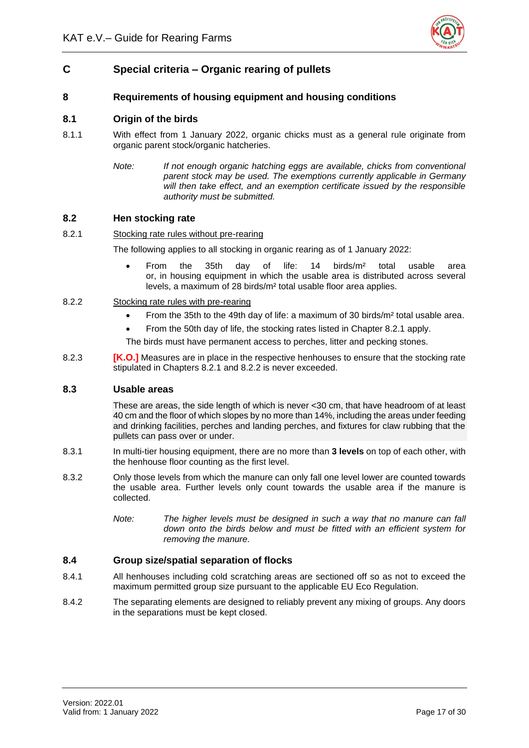# C Special criteria – Organic rearing of pullets

## 8 Requirements of housing equipment and housing conditions

### 8.1 Origin of the birds

8.1.1 With effect from 1 January 2022, organic chicks must as a general rule originate from organic parent stock/organic hatcheries.

*Note: If not enough organic hatching eggs are available, chicks from conventional parent stock may be used. The exemptions currently applicable in Germany will then take effect, and an exemption certificate issued by the responsible authority must be submitted.*

### 8.2 Hen stocking rate

8.2.1 Stocking rate rules without pre-rearing

The following applies to all stocking in organic rearing as of 1 January 2022:

- From the 35th day of life: 14 birds/m² total usable area or, in housing equipment in which the usable area is distributed across several levels, a maximum of 28 birds/m² total usable floor area applies.

8.2.2 Stocking rate rules with pre-rearing

- From the 35th to the 49th day of life: a maximum of 30 birds/m² total usable area.
- From the 50th day of life, the stocking rates listed in Chapter 8.2.1 apply.

The birds must have permanent access to perches, litter and pecking stones.

8.2.3 **[K.O.]** Measures are in place in the respective henhouses to ensure that the stocking rate stipulated in Chapters 8.2.1 and 8.2.2 is never exceeded.

### 8.3 Usable areas

These are areas, the side length of which is never <30 cm, that have headroom of at least 40 cm and the floor of which slopes by no more than 14%, including the areas under feeding and drinking facilities, perches and landing perches, and fixtures for claw rubbing that the pullets can pass over or under.

8.3.1 In multi-tier housing equipment, there are no more than **3 levels** on top of each other, with the henhouse floor counting as the first level.

8.3.2 Only those levels from which the manure can only fall one level lower are counted towards the usable area. Further levels only count towards the usable area if the manure is collected.

*Note: The higher levels must be designed in such a way that no manure can fall down onto the birds below and must be fitted with an efficient system for removing the manure.*

### 8.4 Group size/spatial separation of flocks

8.4.1 All henhouses including cold scratching areas are sectioned off so as not to exceed the maximum permitted group size pursuant to the applicable EU Eco Regulation.

8.4.2 The separating elements are designed to reliably prevent any mixing of groups. Any doors in the separations must be kept closed.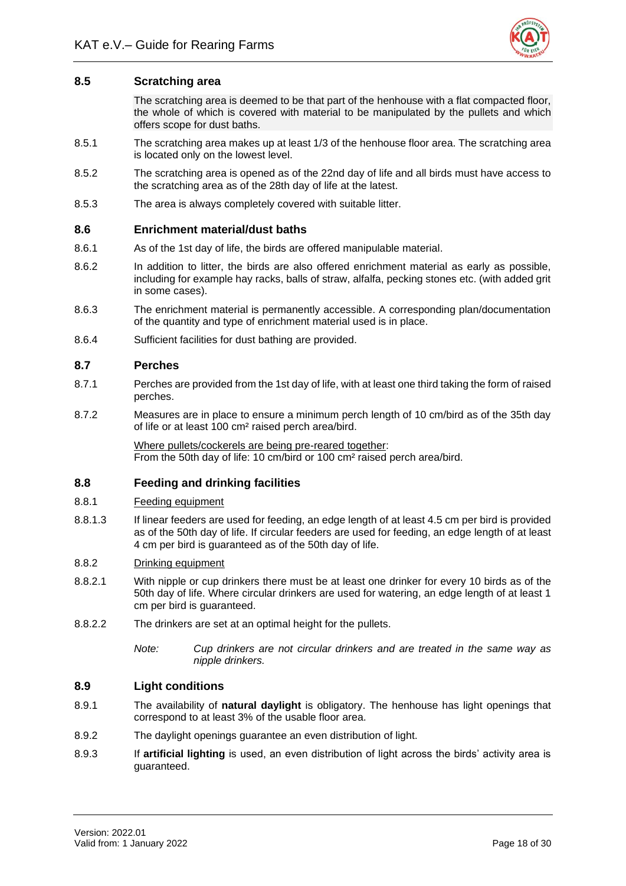## 8.5 Scratching area

The scratching area is deemed to be that part of the henhouse with a flat compacted floor, the whole of which is covered with material to be manipulated by the pullets and which offers scope for dust baths.

8.5.1 The scratching area makes up at least 1/3 of the henhouse floor area. The scratching area is located only on the lowest level.

8.5.2 The scratching area is opened as of the 22nd day of life and all birds must have access to the scratching area as of the 28th day of life at the latest.

8.5.3 The area is always completely covered with suitable litter.

## 8.6 Enrichment material/dust baths

8.6.1 As of the 1st day of life, the birds are offered manipulable material.

8.6.2 In addition to litter, the birds are also offered enrichment material as early as possible, including for example hay racks, balls of straw, alfalfa, pecking stones etc. (with added grit in some cases).

8.6.3 The enrichment material is permanently accessible. A corresponding plan/documentation of the quantity and type of enrichment material used is in place.

8.6.4 Sufficient facilities for dust bathing are provided.

## 8.7 Perches

8.7.1 Perches are provided from the 1st day of life, with at least one third taking the form of raised perches.

8.7.2 Measures are in place to ensure a minimum perch length of 10 cm/bird as of the 35th day of life or at least 100 cm² raised perch area/bird.

Where pullets/cockerels are being pre-reared together:
From the 50th day of life: 10 cm/bird or 100 cm² raised perch area/bird.

## 8.8 Feeding and drinking facilities

8.8.1 Feeding equipment

8.8.1.3 If linear feeders are used for feeding, an edge length of at least 4.5 cm per bird is provided as of the 50th day of life. If circular feeders are used for feeding, an edge length of at least 4 cm per bird is guaranteed as of the 50th day of life.

8.8.2 Drinking equipment

8.8.2.1 With nipple or cup drinkers there must be at least one drinker for every 10 birds as of the 50th day of life. Where circular drinkers are used for watering, an edge length of at least 1 cm per bird is guaranteed.

8.8.2.2 The drinkers are set at an optimal height for the pullets.

*Note: Cup drinkers are not circular drinkers and are treated in the same way as nipple drinkers.*

## 8.9 Light conditions

8.9.1 The availability of **natural daylight** is obligatory. The henhouse has light openings that correspond to at least 3% of the usable floor area.

8.9.2 The daylight openings guarantee an even distribution of light.

8.9.3 If **artificial lighting** is used, an even distribution of light across the birds' activity area is guaranteed.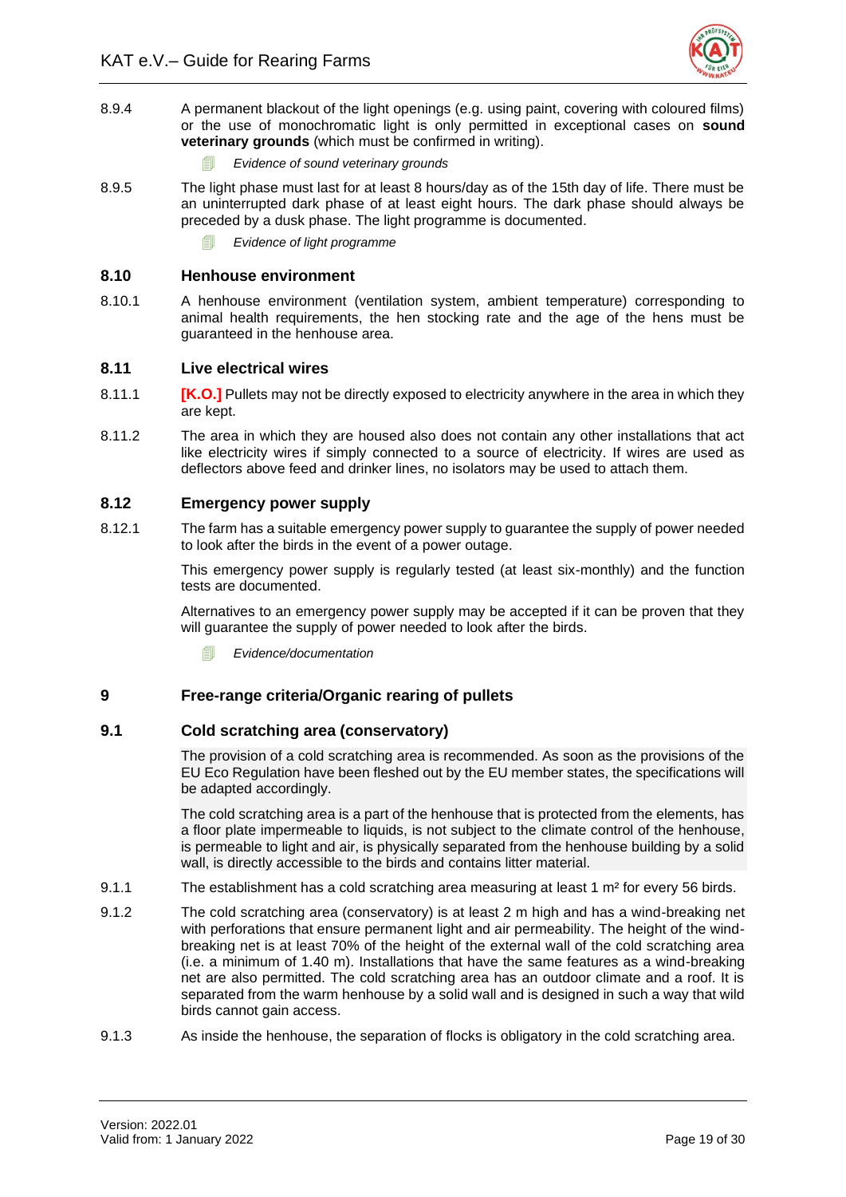8.9.4 A permanent blackout of the light openings (e.g. using paint, covering with coloured films) or the use of monochromatic light is only permitted in exceptional cases on **sound veterinary grounds** (which must be confirmed in writing).

*Evidence of sound veterinary grounds*

8.9.5 The light phase must last for at least 8 hours/day as of the 15th day of life. There must be an uninterrupted dark phase of at least eight hours. The dark phase should always be preceded by a dusk phase. The light programme is documented.

*Evidence of light programme*

## 8.10 Henhouse environment

8.10.1 A henhouse environment (ventilation system, ambient temperature) corresponding to animal health requirements, the hen stocking rate and the age of the hens must be guaranteed in the henhouse area.

## 8.11 Live electrical wires

8.11.1 **[K.O.]** Pullets may not be directly exposed to electricity anywhere in the area in which they are kept.

8.11.2 The area in which they are housed also does not contain any other installations that act like electricity wires if simply connected to a source of electricity. If wires are used as deflectors above feed and drinker lines, no isolators may be used to attach them.

## 8.12 Emergency power supply

8.12.1 The farm has a suitable emergency power supply to guarantee the supply of power needed to look after the birds in the event of a power outage.

This emergency power supply is regularly tested (at least six-monthly) and the function tests are documented.

Alternatives to an emergency power supply may be accepted if it can be proven that they will guarantee the supply of power needed to look after the birds.

*Evidence/documentation*

# 9 Free-range criteria/Organic rearing of pullets

## 9.1 Cold scratching area (conservatory)

The provision of a cold scratching area is recommended. As soon as the provisions of the EU Eco Regulation have been fleshed out by the EU member states, the specifications will be adapted accordingly.

The cold scratching area is a part of the henhouse that is protected from the elements, has a floor plate impermeable to liquids, is not subject to the climate control of the henhouse, is permeable to light and air, is physically separated from the henhouse building by a solid wall, is directly accessible to the birds and contains litter material.

9.1.1 The establishment has a cold scratching area measuring at least 1 m² for every 56 birds.

9.1.2 The cold scratching area (conservatory) is at least 2 m high and has a wind-breaking net with perforations that ensure permanent light and air permeability. The height of the wind-breaking net is at least 70% of the height of the external wall of the cold scratching area (i.e. a minimum of 1.40 m). Installations that have the same features as a wind-breaking net are also permitted. The cold scratching area has an outdoor climate and a roof. It is separated from the warm henhouse by a solid wall and is designed in such a way that wild birds cannot gain access.

9.1.3 As inside the henhouse, the separation of flocks is obligatory in the cold scratching area.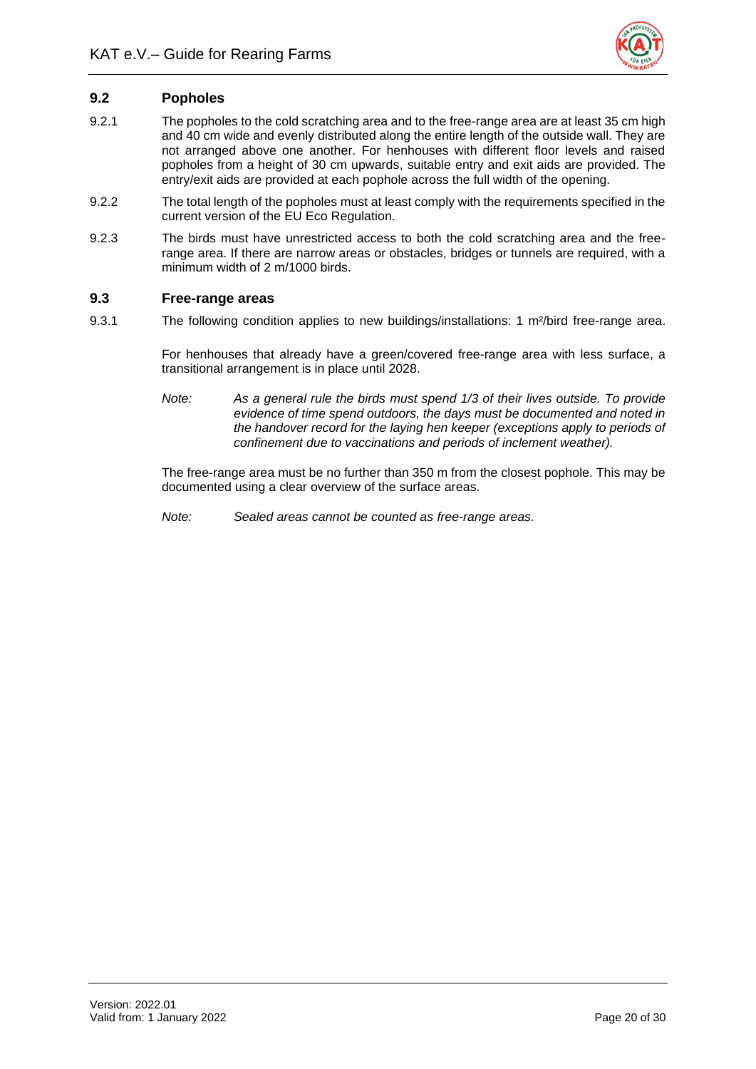## 9.2 Popholes

9.2.1 The popholes to the cold scratching area and to the free-range area are at least 35 cm high and 40 cm wide and evenly distributed along the entire length of the outside wall. They are not arranged above one another. For henhouses with different floor levels and raised popholes from a height of 30 cm upwards, suitable entry and exit aids are provided. The entry/exit aids are provided at each pophole across the full width of the opening.

9.2.2 The total length of the popholes must at least comply with the requirements specified in the current version of the EU Eco Regulation.

9.2.3 The birds must have unrestricted access to both the cold scratching area and the free-range area. If there are narrow areas or obstacles, bridges or tunnels are required, with a minimum width of 2 m/1000 birds.

## 9.3 Free-range areas

9.3.1 The following condition applies to new buildings/installations: 1 m²/bird free-range area.

For henhouses that already have a green/covered free-range area with less surface, a transitional arrangement is in place until 2028.

*Note:* *As a general rule the birds must spend 1/3 of their lives outside. To provide evidence of time spend outdoors, the days must be documented and noted in the handover record for the laying hen keeper (exceptions apply to periods of confinement due to vaccinations and periods of inclement weather).*

The free-range area must be no further than 350 m from the closest pophole. This may be documented using a clear overview of the surface areas.

*Note:* *Sealed areas cannot be counted as free-range areas.*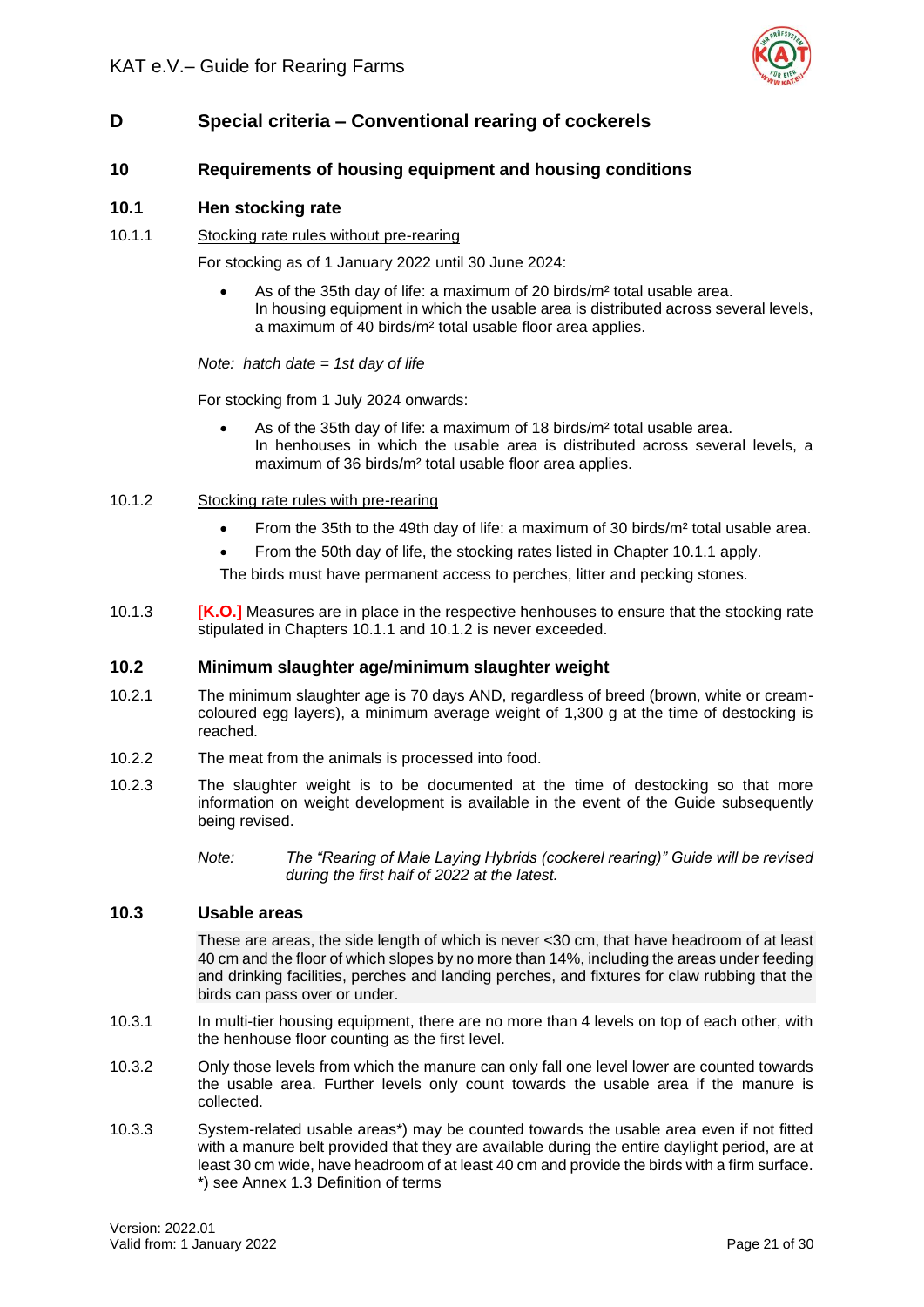# D Special criteria – Conventional rearing of cockerels

## 10 Requirements of housing equipment and housing conditions

### 10.1 Hen stocking rate

10.1.1 Stocking rate rules without pre-rearing

For stocking as of 1 January 2022 until 30 June 2024:

- As of the 35th day of life: a maximum of 20 birds/m² total usable area. In housing equipment in which the usable area is distributed across several levels, a maximum of 40 birds/m² total usable floor area applies.

*Note: hatch date = 1st day of life*

For stocking from 1 July 2024 onwards:

- As of the 35th day of life: a maximum of 18 birds/m² total usable area. In henhouses in which the usable area is distributed across several levels, a maximum of 36 birds/m² total usable floor area applies.

10.1.2 Stocking rate rules with pre-rearing

- From the 35th to the 49th day of life: a maximum of 30 birds/m² total usable area.
- From the 50th day of life, the stocking rates listed in Chapter 10.1.1 apply.

The birds must have permanent access to perches, litter and pecking stones.

10.1.3 **[K.O.]** Measures are in place in the respective henhouses to ensure that the stocking rate stipulated in Chapters 10.1.1 and 10.1.2 is never exceeded.

### 10.2 Minimum slaughter age/minimum slaughter weight

10.2.1 The minimum slaughter age is 70 days AND, regardless of breed (brown, white or cream-coloured egg layers), a minimum average weight of 1,300 g at the time of destocking is reached.

10.2.2 The meat from the animals is processed into food.

10.2.3 The slaughter weight is to be documented at the time of destocking so that more information on weight development is available in the event of the Guide subsequently being revised.

*Note: The "Rearing of Male Laying Hybrids (cockerel rearing)" Guide will be revised during the first half of 2022 at the latest.*

### 10.3 Usable areas

These are areas, the side length of which is never <30 cm, that have headroom of at least 40 cm and the floor of which slopes by no more than 14%, including the areas under feeding and drinking facilities, perches and landing perches, and fixtures for claw rubbing that the birds can pass over or under.

10.3.1 In multi-tier housing equipment, there are no more than 4 levels on top of each other, with the henhouse floor counting as the first level.

10.3.2 Only those levels from which the manure can only fall one level lower are counted towards the usable area. Further levels only count towards the usable area if the manure is collected.

10.3.3 System-related usable areas*) may be counted towards the usable area even if not fitted with a manure belt provided that they are available during the entire daylight period, are at least 30 cm wide, have headroom of at least 40 cm and provide the birds with a firm surface.
*) see Annex 1.3 Definition of terms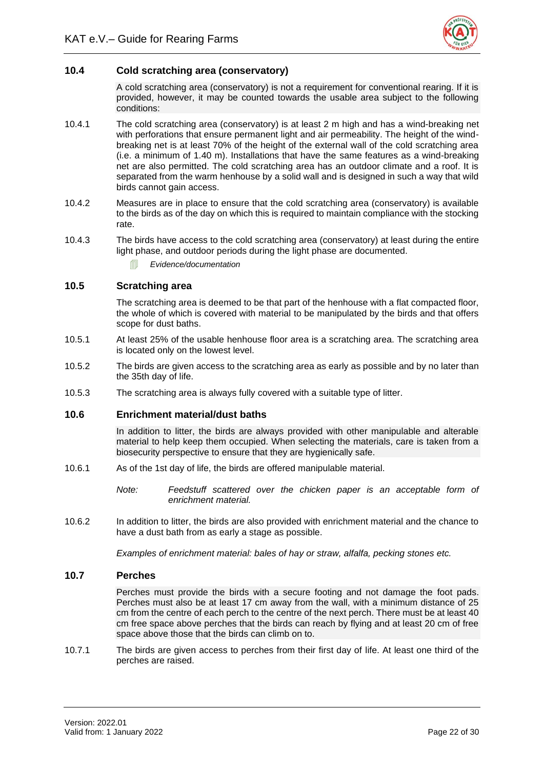## 10.4 Cold scratching area (conservatory)

A cold scratching area (conservatory) is not a requirement for conventional rearing. If it is provided, however, it may be counted towards the usable area subject to the following conditions:

10.4.1 The cold scratching area (conservatory) is at least 2 m high and has a wind-breaking net with perforations that ensure permanent light and air permeability. The height of the wind-breaking net is at least 70% of the height of the external wall of the cold scratching area (i.e. a minimum of 1.40 m). Installations that have the same features as a wind-breaking net are also permitted. The cold scratching area has an outdoor climate and a roof. It is separated from the warm henhouse by a solid wall and is designed in such a way that wild birds cannot gain access.

10.4.2 Measures are in place to ensure that the cold scratching area (conservatory) is available to the birds as of the day on which this is required to maintain compliance with the stocking rate.

10.4.3 The birds have access to the cold scratching area (conservatory) at least during the entire light phase, and outdoor periods during the light phase are documented.

*Evidence/documentation*

## 10.5 Scratching area

The scratching area is deemed to be that part of the henhouse with a flat compacted floor, the whole of which is covered with material to be manipulated by the birds and that offers scope for dust baths.

10.5.1 At least 25% of the usable henhouse floor area is a scratching area. The scratching area is located only on the lowest level.

10.5.2 The birds are given access to the scratching area as early as possible and by no later than the 35th day of life.

10.5.3 The scratching area is always fully covered with a suitable type of litter.

## 10.6 Enrichment material/dust baths

In addition to litter, the birds are always provided with other manipulable and alterable material to help keep them occupied. When selecting the materials, care is taken from a biosecurity perspective to ensure that they are hygienically safe.

10.6.1 As of the 1st day of life, the birds are offered manipulable material.

*Note: Feedstuff scattered over the chicken paper is an acceptable form of enrichment material.*

10.6.2 In addition to litter, the birds are also provided with enrichment material and the chance to have a dust bath from as early a stage as possible.

*Examples of enrichment material: bales of hay or straw, alfalfa, pecking stones etc.*

## 10.7 Perches

Perches must provide the birds with a secure footing and not damage the foot pads. Perches must also be at least 17 cm away from the wall, with a minimum distance of 25 cm from the centre of each perch to the centre of the next perch. There must be at least 40 cm free space above perches that the birds can reach by flying and at least 20 cm of free space above those that the birds can climb on to.

10.7.1 The birds are given access to perches from their first day of life. At least one third of the perches are raised.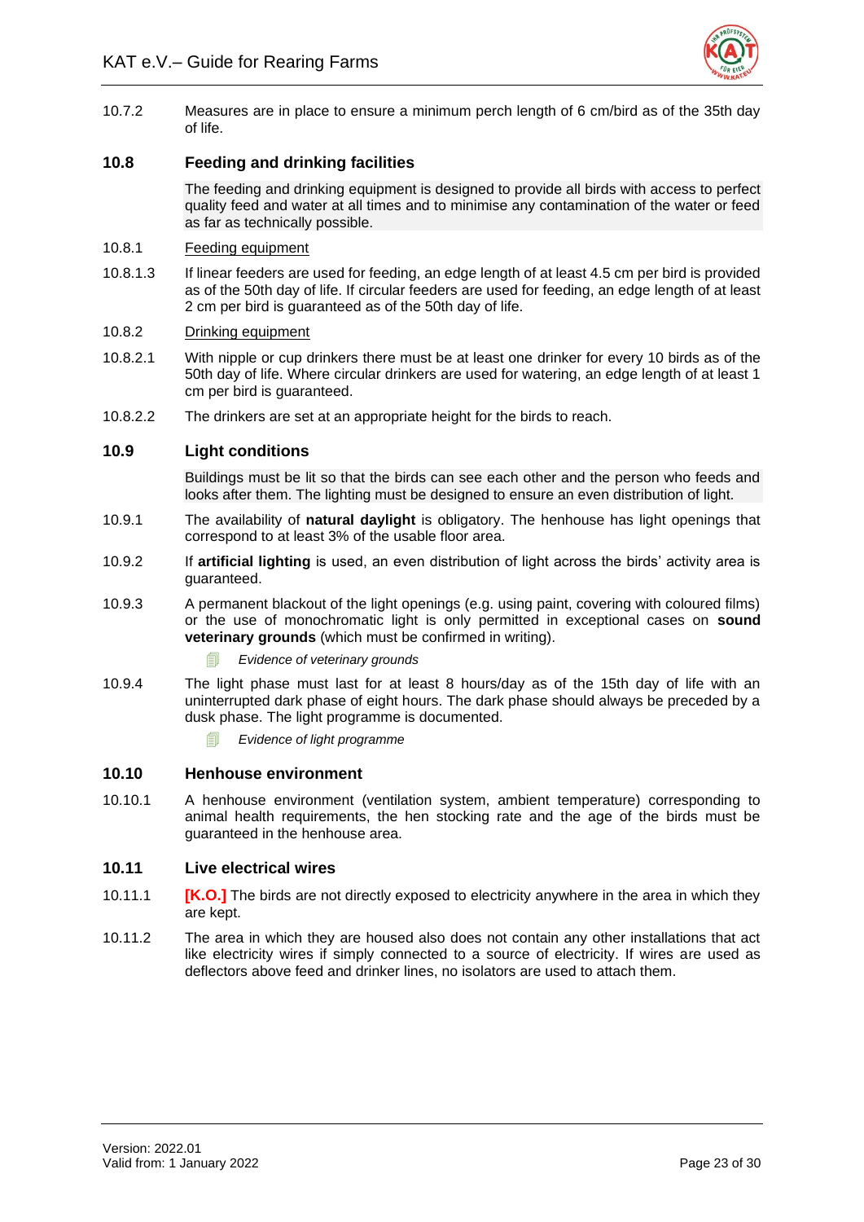10.7.2 Measures are in place to ensure a minimum perch length of 6 cm/bird as of the 35th day of life.

## 10.8 Feeding and drinking facilities

The feeding and drinking equipment is designed to provide all birds with access to perfect quality feed and water at all times and to minimise any contamination of the water or feed as far as technically possible.

10.8.1 Feeding equipment

10.8.1.3 If linear feeders are used for feeding, an edge length of at least 4.5 cm per bird is provided as of the 50th day of life. If circular feeders are used for feeding, an edge length of at least 2 cm per bird is guaranteed as of the 50th day of life.

10.8.2 Drinking equipment

10.8.2.1 With nipple or cup drinkers there must be at least one drinker for every 10 birds as of the 50th day of life. Where circular drinkers are used for watering, an edge length of at least 1 cm per bird is guaranteed.

10.8.2.2 The drinkers are set at an appropriate height for the birds to reach.

## 10.9 Light conditions

Buildings must be lit so that the birds can see each other and the person who feeds and looks after them. The lighting must be designed to ensure an even distribution of light.

10.9.1 The availability of **natural daylight** is obligatory. The henhouse has light openings that correspond to at least 3% of the usable floor area.

10.9.2 If **artificial lighting** is used, an even distribution of light across the birds' activity area is guaranteed.

10.9.3 A permanent blackout of the light openings (e.g. using paint, covering with coloured films) or the use of monochromatic light is only permitted in exceptional cases on **sound veterinary grounds** (which must be confirmed in writing).

*Evidence of veterinary grounds*

10.9.4 The light phase must last for at least 8 hours/day as of the 15th day of life with an uninterrupted dark phase of eight hours. The dark phase should always be preceded by a dusk phase. The light programme is documented.

*Evidence of light programme*

## 10.10 Henhouse environment

10.10.1 A henhouse environment (ventilation system, ambient temperature) corresponding to animal health requirements, the hen stocking rate and the age of the birds must be guaranteed in the henhouse area.

## 10.11 Live electrical wires

10.11.1 **[K.O.]** The birds are not directly exposed to electricity anywhere in the area in which they are kept.

10.11.2 The area in which they are housed also does not contain any other installations that act like electricity wires if simply connected to a source of electricity. If wires are used as deflectors above feed and drinker lines, no isolators are used to attach them.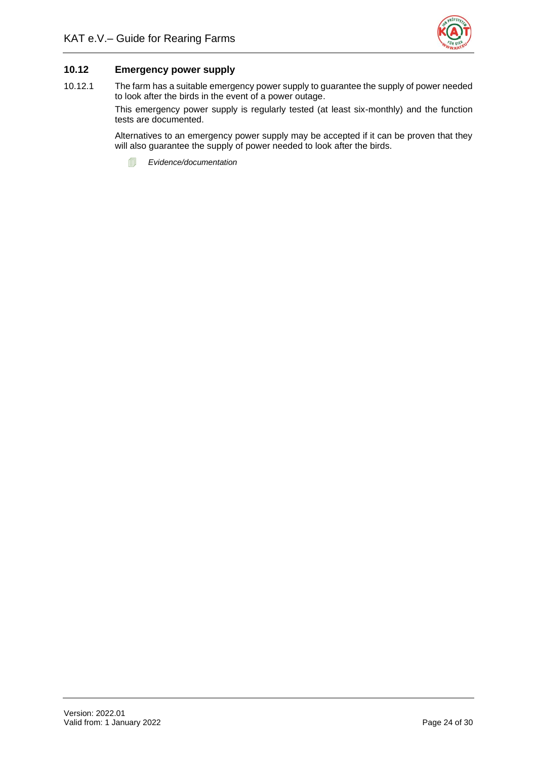### 10.12 Emergency power supply

10.12.1 The farm has a suitable emergency power supply to guarantee the supply of power needed to look after the birds in the event of a power outage.

This emergency power supply is regularly tested (at least six-monthly) and the function tests are documented.

Alternatives to an emergency power supply may be accepted if it can be proven that they will also guarantee the supply of power needed to look after the birds.

*Evidence/documentation*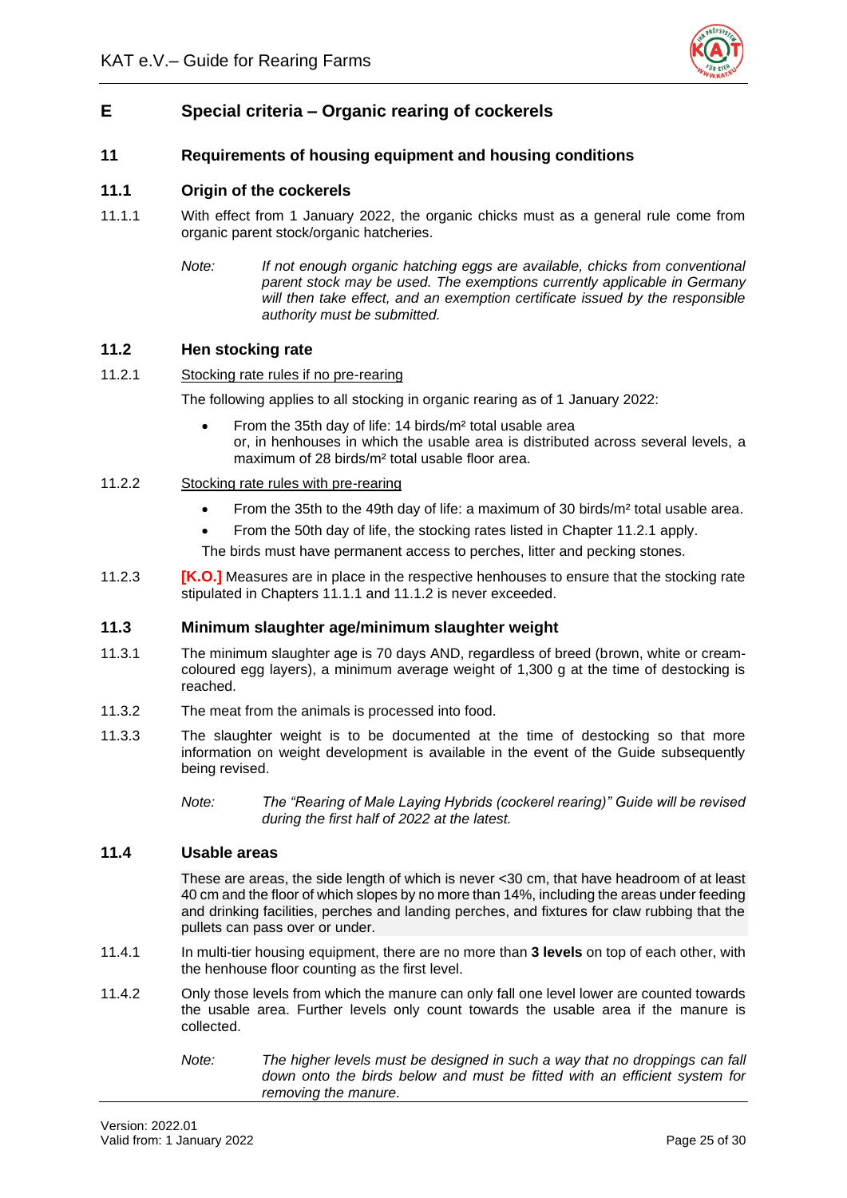# E Special criteria – Organic rearing of cockerels

## 11 Requirements of housing equipment and housing conditions

### 11.1 Origin of the cockerels

11.1.1 With effect from 1 January 2022, the organic chicks must as a general rule come from organic parent stock/organic hatcheries.

*Note: If not enough organic hatching eggs are available, chicks from conventional parent stock may be used. The exemptions currently applicable in Germany will then take effect, and an exemption certificate issued by the responsible authority must be submitted.*

### 11.2 Hen stocking rate

11.2.1 Stocking rate rules if no pre-rearing

The following applies to all stocking in organic rearing as of 1 January 2022:

- From the 35th day of life: 14 birds/m² total usable area
  or, in henhouses in which the usable area is distributed across several levels, a maximum of 28 birds/m² total usable floor area.

11.2.2 Stocking rate rules with pre-rearing

- From the 35th to the 49th day of life: a maximum of 30 birds/m² total usable area.
- From the 50th day of life, the stocking rates listed in Chapter 11.2.1 apply.

The birds must have permanent access to perches, litter and pecking stones.

11.2.3 **[K.O.]** Measures are in place in the respective henhouses to ensure that the stocking rate stipulated in Chapters 11.1.1 and 11.1.2 is never exceeded.

### 11.3 Minimum slaughter age/minimum slaughter weight

11.3.1 The minimum slaughter age is 70 days AND, regardless of breed (brown, white or cream-coloured egg layers), a minimum average weight of 1,300 g at the time of destocking is reached.

11.3.2 The meat from the animals is processed into food.

11.3.3 The slaughter weight is to be documented at the time of destocking so that more information on weight development is available in the event of the Guide subsequently being revised.

*Note: The "Rearing of Male Laying Hybrids (cockerel rearing)" Guide will be revised during the first half of 2022 at the latest.*

### 11.4 Usable areas

These are areas, the side length of which is never <30 cm, that have headroom of at least 40 cm and the floor of which slopes by no more than 14%, including the areas under feeding and drinking facilities, perches and landing perches, and fixtures for claw rubbing that the pullets can pass over or under.

11.4.1 In multi-tier housing equipment, there are no more than **3 levels** on top of each other, with the henhouse floor counting as the first level.

11.4.2 Only those levels from which the manure can only fall one level lower are counted towards the usable area. Further levels only count towards the usable area if the manure is collected.

*Note: The higher levels must be designed in such a way that no droppings can fall down onto the birds below and must be fitted with an efficient system for removing the manure.*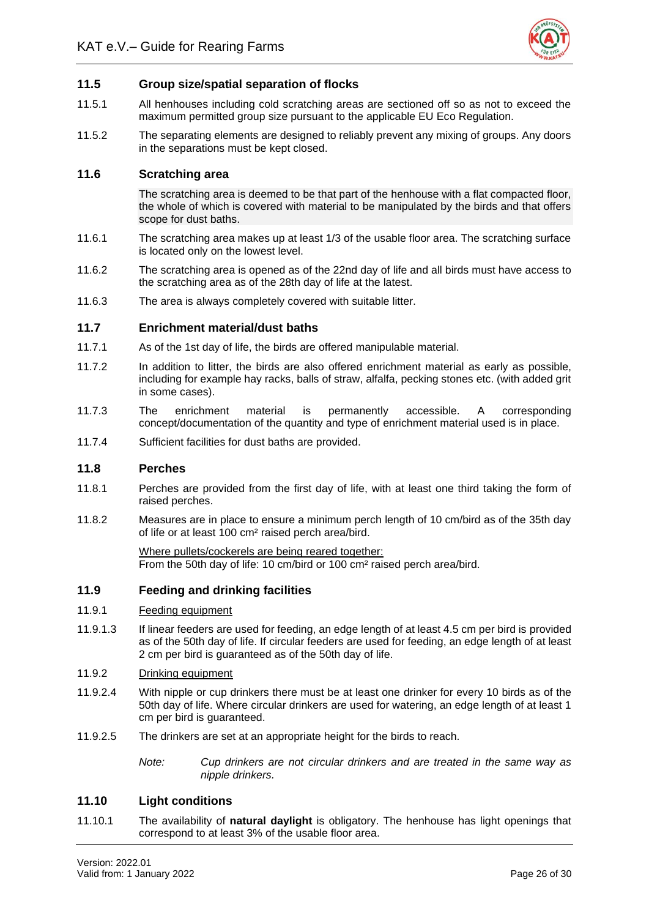### 11.5 Group size/spatial separation of flocks

11.5.1 All henhouses including cold scratching areas are sectioned off so as not to exceed the maximum permitted group size pursuant to the applicable EU Eco Regulation.

11.5.2 The separating elements are designed to reliably prevent any mixing of groups. Any doors in the separations must be kept closed.

### 11.6 Scratching area

The scratching area is deemed to be that part of the henhouse with a flat compacted floor, the whole of which is covered with material to be manipulated by the birds and that offers scope for dust baths.

11.6.1 The scratching area makes up at least 1/3 of the usable floor area. The scratching surface is located only on the lowest level.

11.6.2 The scratching area is opened as of the 22nd day of life and all birds must have access to the scratching area as of the 28th day of life at the latest.

11.6.3 The area is always completely covered with suitable litter.

### 11.7 Enrichment material/dust baths

11.7.1 As of the 1st day of life, the birds are offered manipulable material.

11.7.2 In addition to litter, the birds are also offered enrichment material as early as possible, including for example hay racks, balls of straw, alfalfa, pecking stones etc. (with added grit in some cases).

11.7.3 The enrichment material is permanently accessible. A corresponding concept/documentation of the quantity and type of enrichment material used is in place.

11.7.4 Sufficient facilities for dust baths are provided.

### 11.8 Perches

11.8.1 Perches are provided from the first day of life, with at least one third taking the form of raised perches.

11.8.2 Measures are in place to ensure a minimum perch length of 10 cm/bird as of the 35th day of life or at least 100 cm² raised perch area/bird.

Where pullets/cockerels are being reared together:
From the 50th day of life: 10 cm/bird or 100 cm² raised perch area/bird.

### 11.9 Feeding and drinking facilities

11.9.1 Feeding equipment

11.9.1.3 If linear feeders are used for feeding, an edge length of at least 4.5 cm per bird is provided as of the 50th day of life. If circular feeders are used for feeding, an edge length of at least 2 cm per bird is guaranteed as of the 50th day of life.

11.9.2 Drinking equipment

11.9.2.4 With nipple or cup drinkers there must be at least one drinker for every 10 birds as of the 50th day of life. Where circular drinkers are used for watering, an edge length of at least 1 cm per bird is guaranteed.

11.9.2.5 The drinkers are set at an appropriate height for the birds to reach.

*Note:* *Cup drinkers are not circular drinkers and are treated in the same way as nipple drinkers.*

### 11.10 Light conditions

11.10.1 The availability of **natural daylight** is obligatory. The henhouse has light openings that correspond to at least 3% of the usable floor area.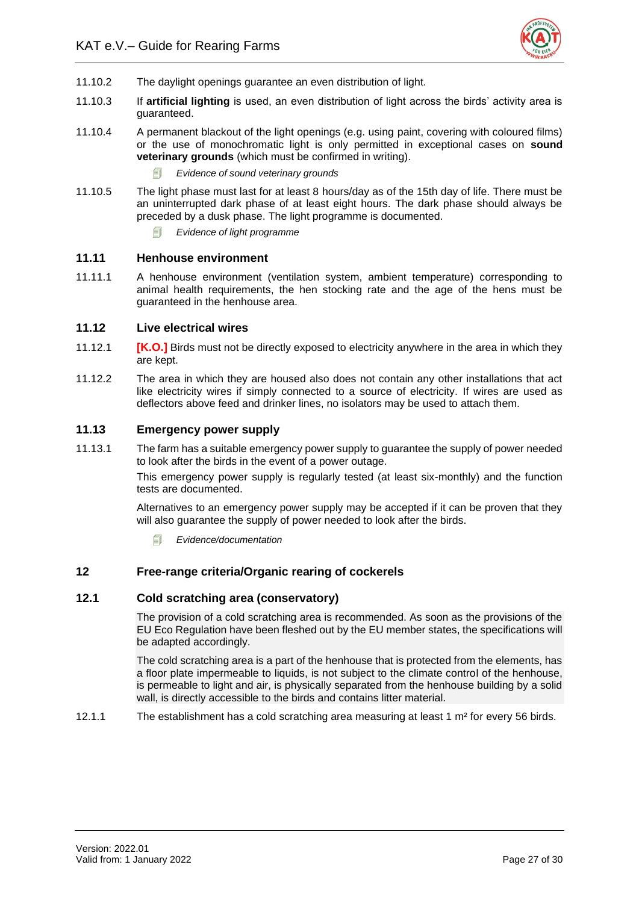11.10.2 The daylight openings guarantee an even distribution of light.

11.10.3 If **artificial lighting** is used, an even distribution of light across the birds' activity area is guaranteed.

11.10.4 A permanent blackout of the light openings (e.g. using paint, covering with coloured films) or the use of monochromatic light is only permitted in exceptional cases on **sound veterinary grounds** (which must be confirmed in writing).

*Evidence of sound veterinary grounds*

11.10.5 The light phase must last for at least 8 hours/day as of the 15th day of life. There must be an uninterrupted dark phase of at least eight hours. The dark phase should always be preceded by a dusk phase. The light programme is documented.

*Evidence of light programme*

### 11.11 Henhouse environment

11.11.1 A henhouse environment (ventilation system, ambient temperature) corresponding to animal health requirements, the hen stocking rate and the age of the hens must be guaranteed in the henhouse area.

### 11.12 Live electrical wires

11.12.1 **[K.O.]** Birds must not be directly exposed to electricity anywhere in the area in which they are kept.

11.12.2 The area in which they are housed also does not contain any other installations that act like electricity wires if simply connected to a source of electricity. If wires are used as deflectors above feed and drinker lines, no isolators may be used to attach them.

### 11.13 Emergency power supply

11.13.1 The farm has a suitable emergency power supply to guarantee the supply of power needed to look after the birds in the event of a power outage.

This emergency power supply is regularly tested (at least six-monthly) and the function tests are documented.

Alternatives to an emergency power supply may be accepted if it can be proven that they will also guarantee the supply of power needed to look after the birds.

*Evidence/documentation*

## 12 Free-range criteria/Organic rearing of cockerels

### 12.1 Cold scratching area (conservatory)

The provision of a cold scratching area is recommended. As soon as the provisions of the EU Eco Regulation have been fleshed out by the EU member states, the specifications will be adapted accordingly.

The cold scratching area is a part of the henhouse that is protected from the elements, has a floor plate impermeable to liquids, is not subject to the climate control of the henhouse, is permeable to light and air, is physically separated from the henhouse building by a solid wall, is directly accessible to the birds and contains litter material.

12.1.1 The establishment has a cold scratching area measuring at least 1 m² for every 56 birds.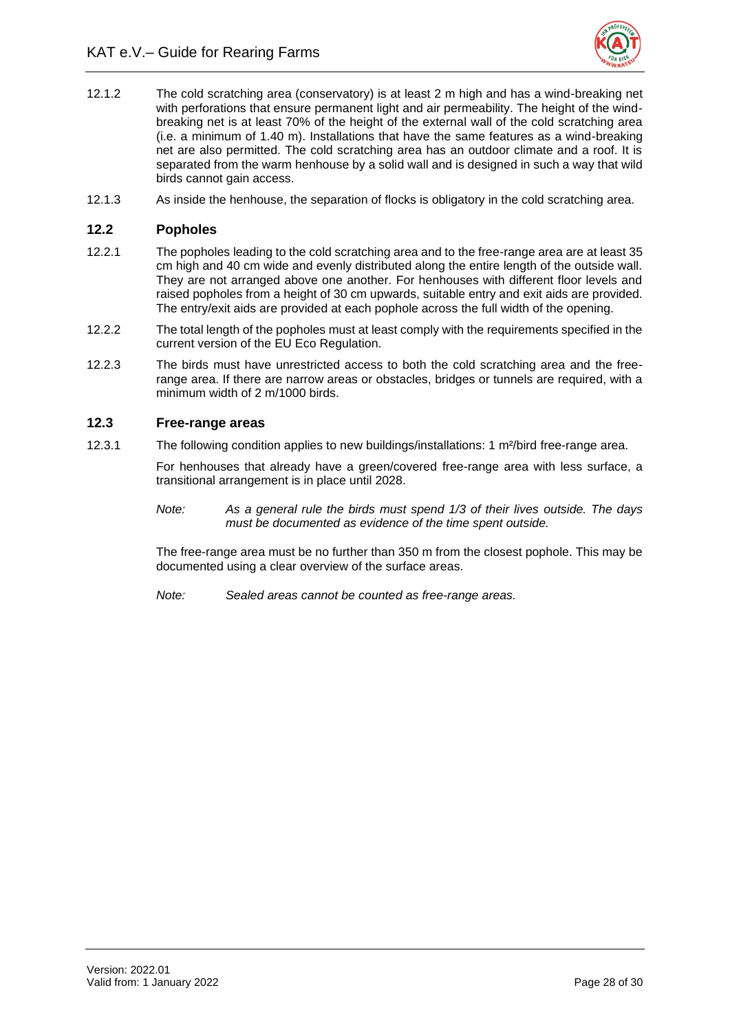12.1.2 The cold scratching area (conservatory) is at least 2 m high and has a wind-breaking net with perforations that ensure permanent light and air permeability. The height of the wind-breaking net is at least 70% of the height of the external wall of the cold scratching area (i.e. a minimum of 1.40 m). Installations that have the same features as a wind-breaking net are also permitted. The cold scratching area has an outdoor climate and a roof. It is separated from the warm henhouse by a solid wall and is designed in such a way that wild birds cannot gain access.

12.1.3 As inside the henhouse, the separation of flocks is obligatory in the cold scratching area.

## 12.2 Popholes

12.2.1 The popholes leading to the cold scratching area and to the free-range area are at least 35 cm high and 40 cm wide and evenly distributed along the entire length of the outside wall. They are not arranged above one another. For henhouses with different floor levels and raised popholes from a height of 30 cm upwards, suitable entry and exit aids are provided. The entry/exit aids are provided at each pophole across the full width of the opening.

12.2.2 The total length of the popholes must at least comply with the requirements specified in the current version of the EU Eco Regulation.

12.2.3 The birds must have unrestricted access to both the cold scratching area and the free-range area. If there are narrow areas or obstacles, bridges or tunnels are required, with a minimum width of 2 m/1000 birds.

## 12.3 Free-range areas

12.3.1 The following condition applies to new buildings/installations: 1 m²/bird free-range area.

For henhouses that already have a green/covered free-range area with less surface, a transitional arrangement is in place until 2028.

*Note: As a general rule the birds must spend 1/3 of their lives outside. The days must be documented as evidence of the time spent outside.*

The free-range area must be no further than 350 m from the closest pophole. This may be documented using a clear overview of the surface areas.

*Note: Sealed areas cannot be counted as free-range areas.*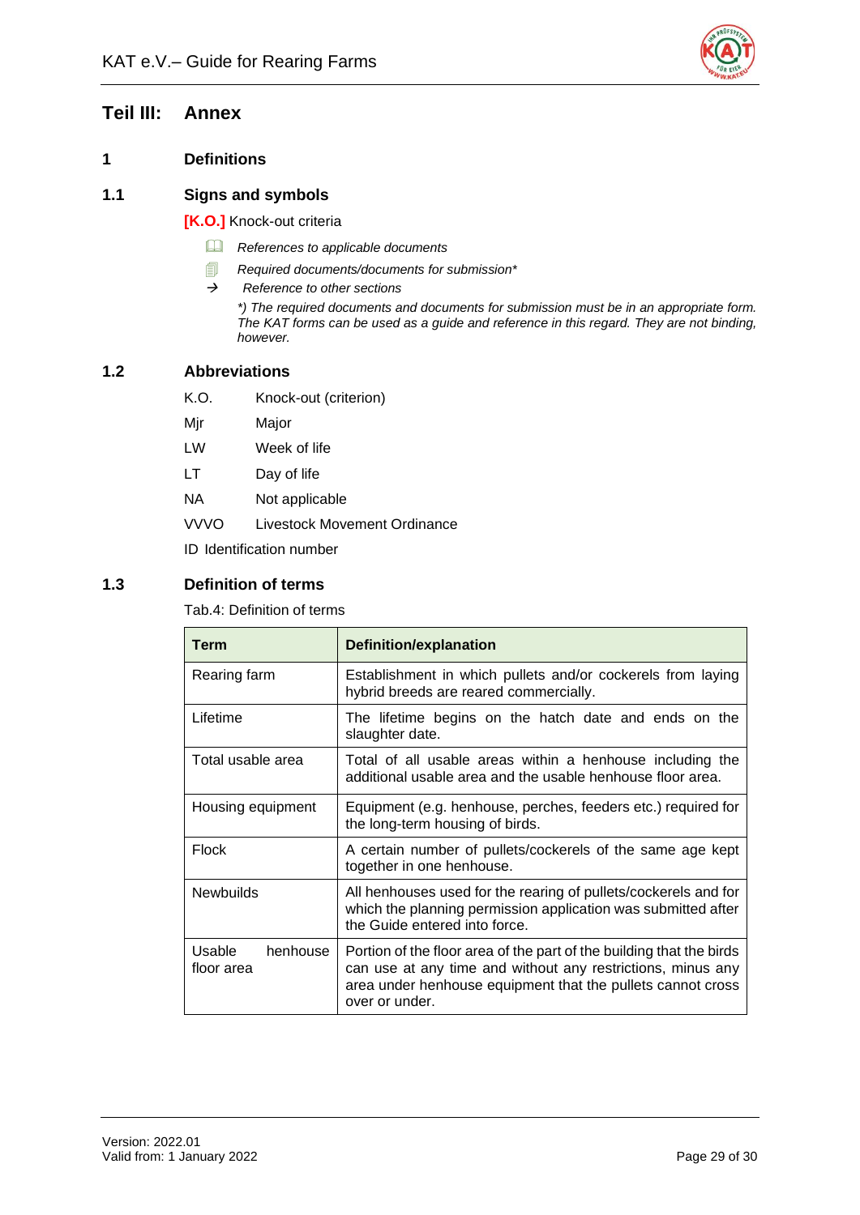# Teil III: Annex

## 1 Definitions

### 1.1 Signs and symbols

**[K.O.]** Knock-out criteria

- 🕮 *References to applicable documents*
- 🗐 *Required documents/documents for submission\**
- → *Reference to other sections*

*\*) The required documents and documents for submission must be in an appropriate form. The KAT forms can be used as a guide and reference in this regard. They are not binding, however.*

### 1.2 Abbreviations

| | |
|---|---|
| K.O. | Knock-out (criterion) |
| Mjr | Major |
| LW | Week of life |
| LT | Day of life |
| NA | Not applicable |
| VVVO | Livestock Movement Ordinance |
| ID | Identification number |

### 1.3 Definition of terms

Tab.4: Definition of terms

| Term | Definition/explanation |
|---|---|
| Rearing farm | Establishment in which pullets and/or cockerels from laying hybrid breeds are reared commercially. |
| Lifetime | The lifetime begins on the hatch date and ends on the slaughter date. |
| Total usable area | Total of all usable areas within a henhouse including the additional usable area and the usable henhouse floor area. |
| Housing equipment | Equipment (e.g. henhouse, perches, feeders etc.) required for the long-term housing of birds. |
| Flock | A certain number of pullets/cockerels of the same age kept together in one henhouse. |
| Newbuilds | All henhouses used for the rearing of pullets/cockerels and for which the planning permission application was submitted after the Guide entered into force. |
| Usable henhouse floor area | Portion of the floor area of the part of the building that the birds can use at any time and without any restrictions, minus any area under henhouse equipment that the pullets cannot cross over or under. |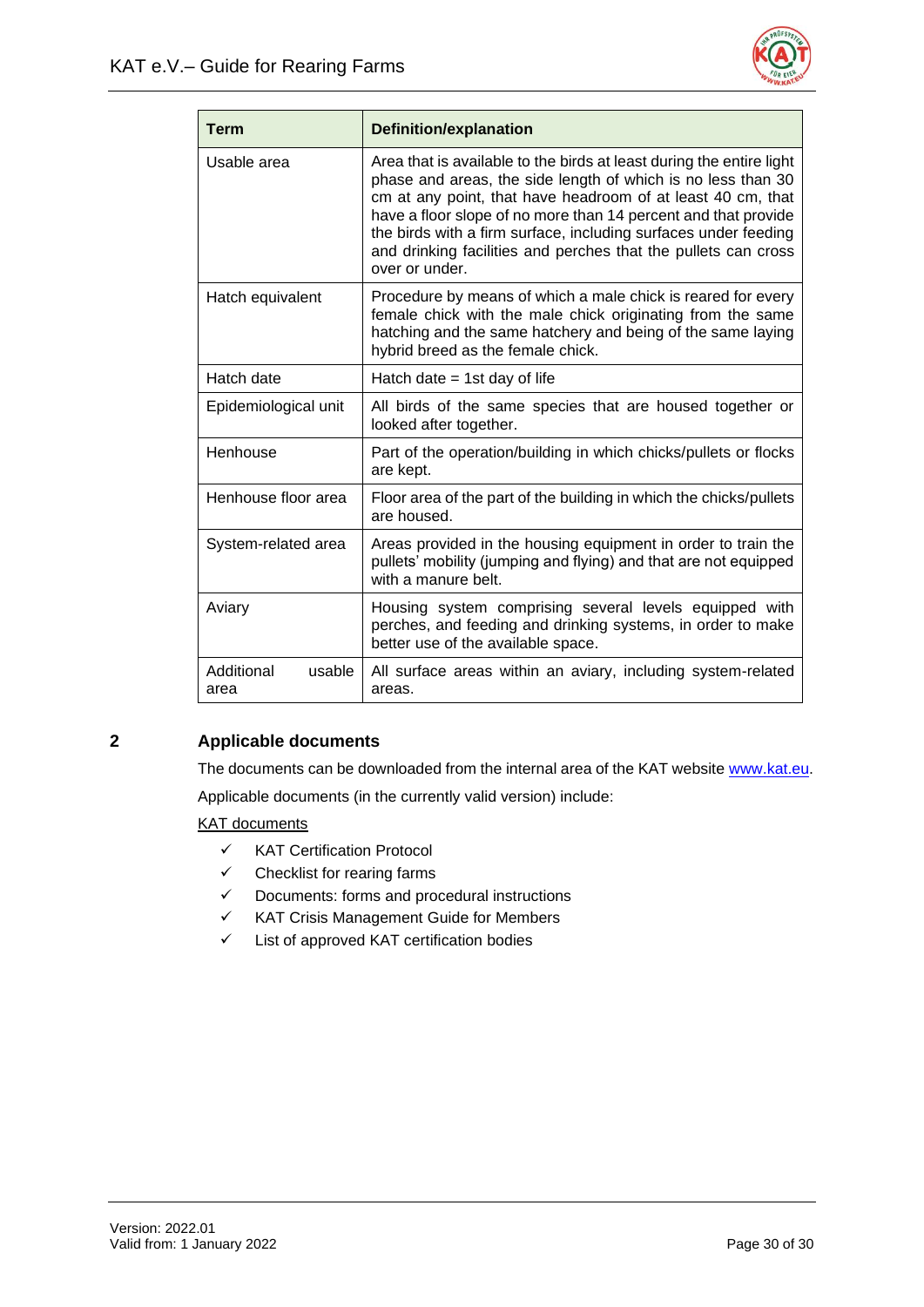| Term | Definition/explanation |
|---|---|
| Usable area | Area that is available to the birds at least during the entire light phase and areas, the side length of which is no less than 30 cm at any point, that have headroom of at least 40 cm, that have a floor slope of no more than 14 percent and that provide the birds with a firm surface, including surfaces under feeding and drinking facilities and perches that the pullets can cross over or under. |
| Hatch equivalent | Procedure by means of which a male chick is reared for every female chick with the male chick originating from the same hatching and the same hatchery and being of the same laying hybrid breed as the female chick. |
| Hatch date | Hatch date = 1st day of life |
| Epidemiological unit | All birds of the same species that are housed together or looked after together. |
| Henhouse | Part of the operation/building in which chicks/pullets or flocks are kept. |
| Henhouse floor area | Floor area of the part of the building in which the chicks/pullets are housed. |
| System-related area | Areas provided in the housing equipment in order to train the pullets' mobility (jumping and flying) and that are not equipped with a manure belt. |
| Aviary | Housing system comprising several levels equipped with perches, and feeding and drinking systems, in order to make better use of the available space. |
| Additional usable area | All surface areas within an aviary, including system-related areas. |

## 2 Applicable documents

The documents can be downloaded from the internal area of the KAT website www.kat.eu.

Applicable documents (in the currently valid version) include:

KAT documents

- ✓ KAT Certification Protocol
- ✓ Checklist for rearing farms
- ✓ Documents: forms and procedural instructions
- ✓ KAT Crisis Management Guide for Members
- ✓ List of approved KAT certification bodies